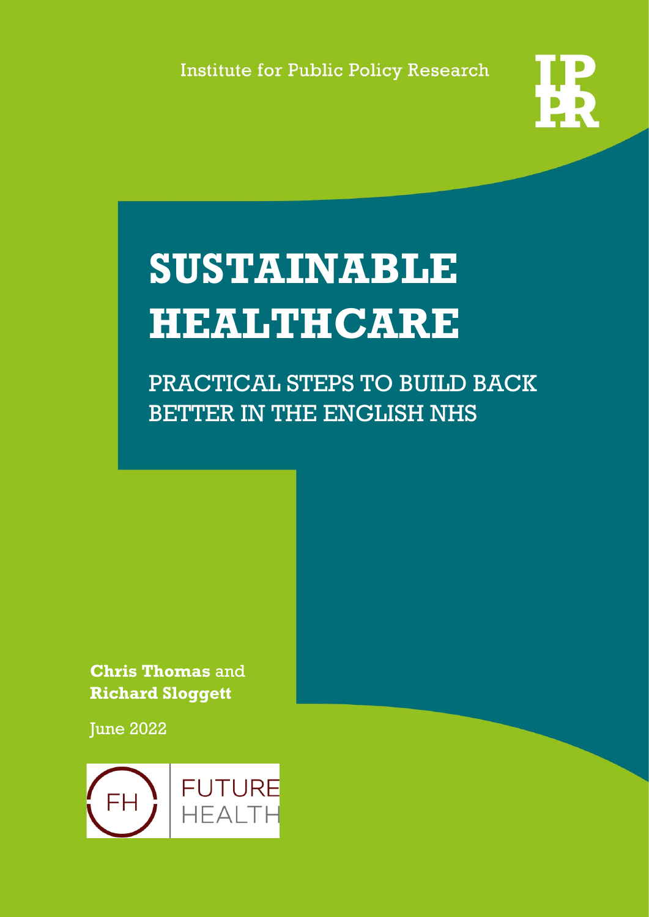Institute for Public Policy Research

# SUSTAINABLE HEALTHCARE

## PRACTICAL STEPS TO BUILD BACK BETTER IN THE ENGLISH NHS

**Chris Thomas** and **Richard Sloggett**

June 2022

FH FUTURE HEALTH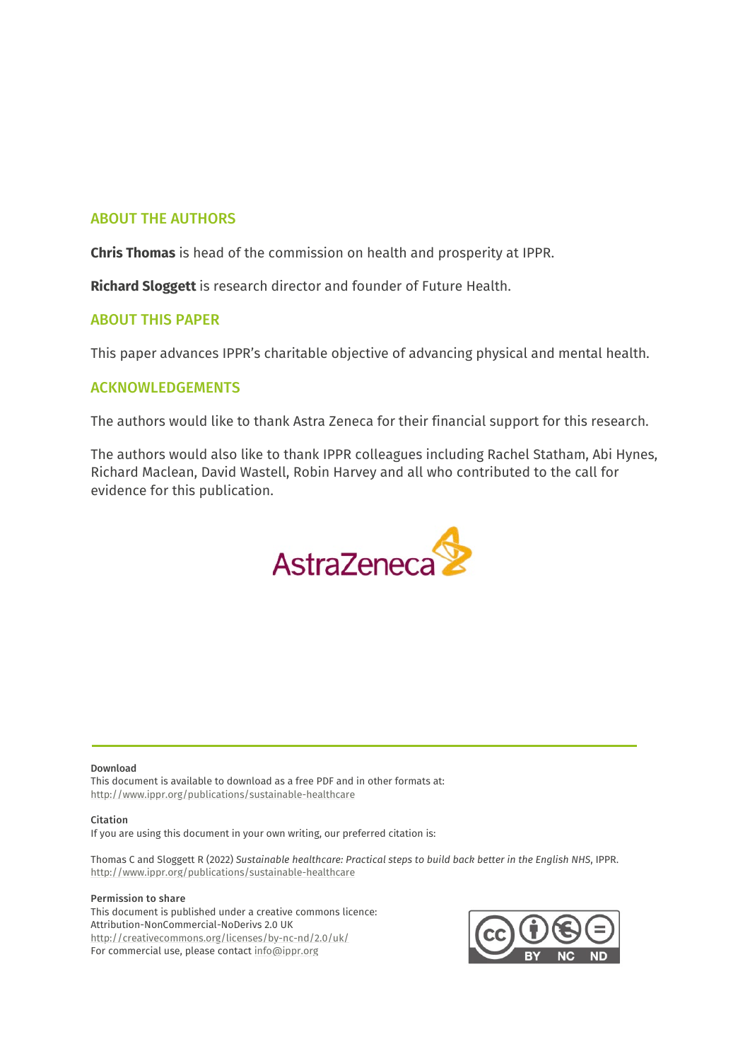## ABOUT THE AUTHORS

**Chris Thomas** is head of the commission on health and prosperity at IPPR.

**Richard Sloggett** is research director and founder of Future Health.

## ABOUT THIS PAPER

This paper advances IPPR's charitable objective of advancing physical and mental health.

## ACKNOWLEDGEMENTS

The authors would like to thank Astra Zeneca for their financial support for this research.

The authors would also like to thank IPPR colleagues including Rachel Statham, Abi Hynes, Richard Maclean, David Wastell, Robin Harvey and all who contributed to the call for evidence for this publication.

AstraZeneca

**Download**
This document is available to download as a free PDF and in other formats at:
http://www.ippr.org/publications/sustainable-healthcare

**Citation**
If you are using this document in your own writing, our preferred citation is:

Thomas C and Sloggett R (2022) *Sustainable healthcare: Practical steps to build back better in the English NHS*, IPPR.
http://www.ippr.org/publications/sustainable-healthcare

**Permission to share**
This document is published under a creative commons licence:
Attribution-NonCommercial-NoDerivs 2.0 UK
http://creativecommons.org/licenses/by-nc-nd/2.0/uk/
For commercial use, please contact info@ippr.org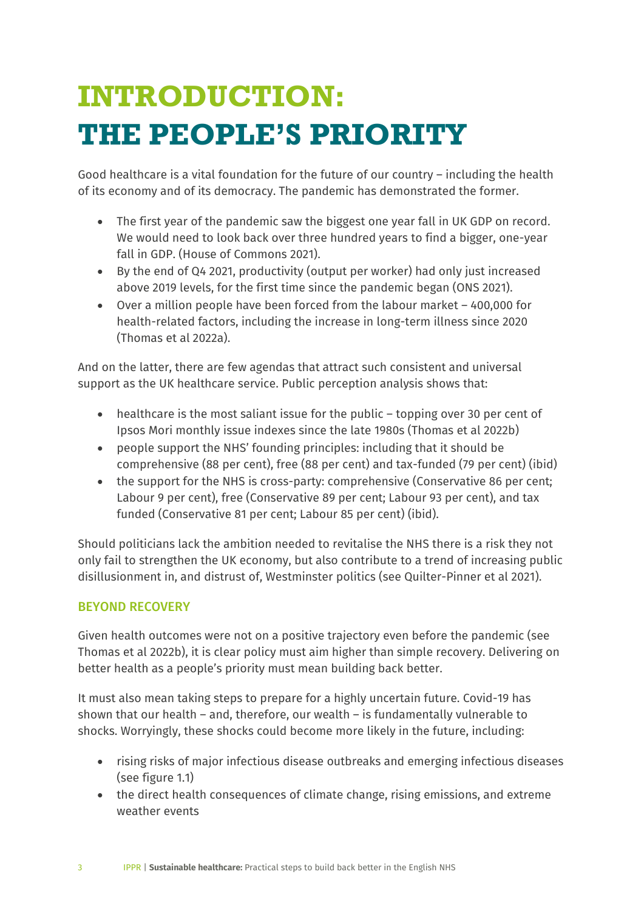# INTRODUCTION: THE PEOPLE'S PRIORITY

Good healthcare is a vital foundation for the future of our country – including the health of its economy and of its democracy. The pandemic has demonstrated the former.

- The first year of the pandemic saw the biggest one year fall in UK GDP on record. We would need to look back over three hundred years to find a bigger, one-year fall in GDP. (House of Commons 2021).
- By the end of Q4 2021, productivity (output per worker) had only just increased above 2019 levels, for the first time since the pandemic began (ONS 2021).
- Over a million people have been forced from the labour market – 400,000 for health-related factors, including the increase in long-term illness since 2020 (Thomas et al 2022a).

And on the latter, there are few agendas that attract such consistent and universal support as the UK healthcare service. Public perception analysis shows that:

- healthcare is the most saliant issue for the public – topping over 30 per cent of Ipsos Mori monthly issue indexes since the late 1980s (Thomas et al 2022b)
- people support the NHS' founding principles: including that it should be comprehensive (88 per cent), free (88 per cent) and tax-funded (79 per cent) (ibid)
- the support for the NHS is cross-party: comprehensive (Conservative 86 per cent; Labour 9 per cent), free (Conservative 89 per cent; Labour 93 per cent), and tax funded (Conservative 81 per cent; Labour 85 per cent) (ibid).

Should politicians lack the ambition needed to revitalise the NHS there is a risk they not only fail to strengthen the UK economy, but also contribute to a trend of increasing public disillusionment in, and distrust of, Westminster politics (see Quilter-Pinner et al 2021).

## BEYOND RECOVERY

Given health outcomes were not on a positive trajectory even before the pandemic (see Thomas et al 2022b), it is clear policy must aim higher than simple recovery. Delivering on better health as a people's priority must mean building back better.

It must also mean taking steps to prepare for a highly uncertain future. Covid-19 has shown that our health – and, therefore, our wealth – is fundamentally vulnerable to shocks. Worryingly, these shocks could become more likely in the future, including:

- rising risks of major infectious disease outbreaks and emerging infectious diseases (see figure 1.1)
- the direct health consequences of climate change, rising emissions, and extreme weather events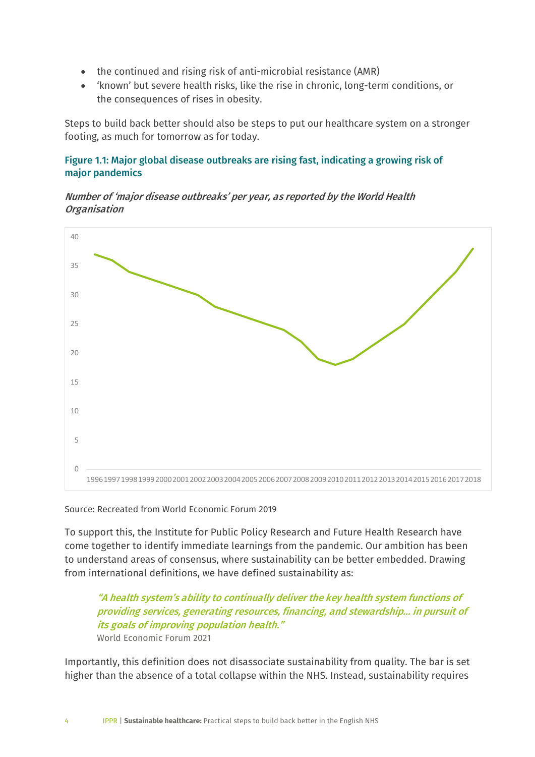- the continued and rising risk of anti-microbial resistance (AMR)
- 'known' but severe health risks, like the rise in chronic, long-term conditions, or the consequences of rises in obesity.

Steps to build back better should also be steps to put our healthcare system on a stronger footing, as much for tomorrow as for today.

**Figure 1.1: Major global disease outbreaks are rising fast, indicating a growing risk of major pandemics**

***Number of 'major disease outbreaks' per year, as reported by the World Health Organisation***

Source: Recreated from World Economic Forum 2019

To support this, the Institute for Public Policy Research and Future Health Research have come together to identify immediate learnings from the pandemic. Our ambition has been to understand areas of consensus, where sustainability can be better embedded. Drawing from international definitions, we have defined sustainability as:

> ***"A health system's ability to continually deliver the key health system functions of providing services, generating resources, financing, and stewardship… in pursuit of its goals of improving population health."***
> World Economic Forum 2021

Importantly, this definition does not disassociate sustainability from quality. The bar is set higher than the absence of a total collapse within the NHS. Instead, sustainability requires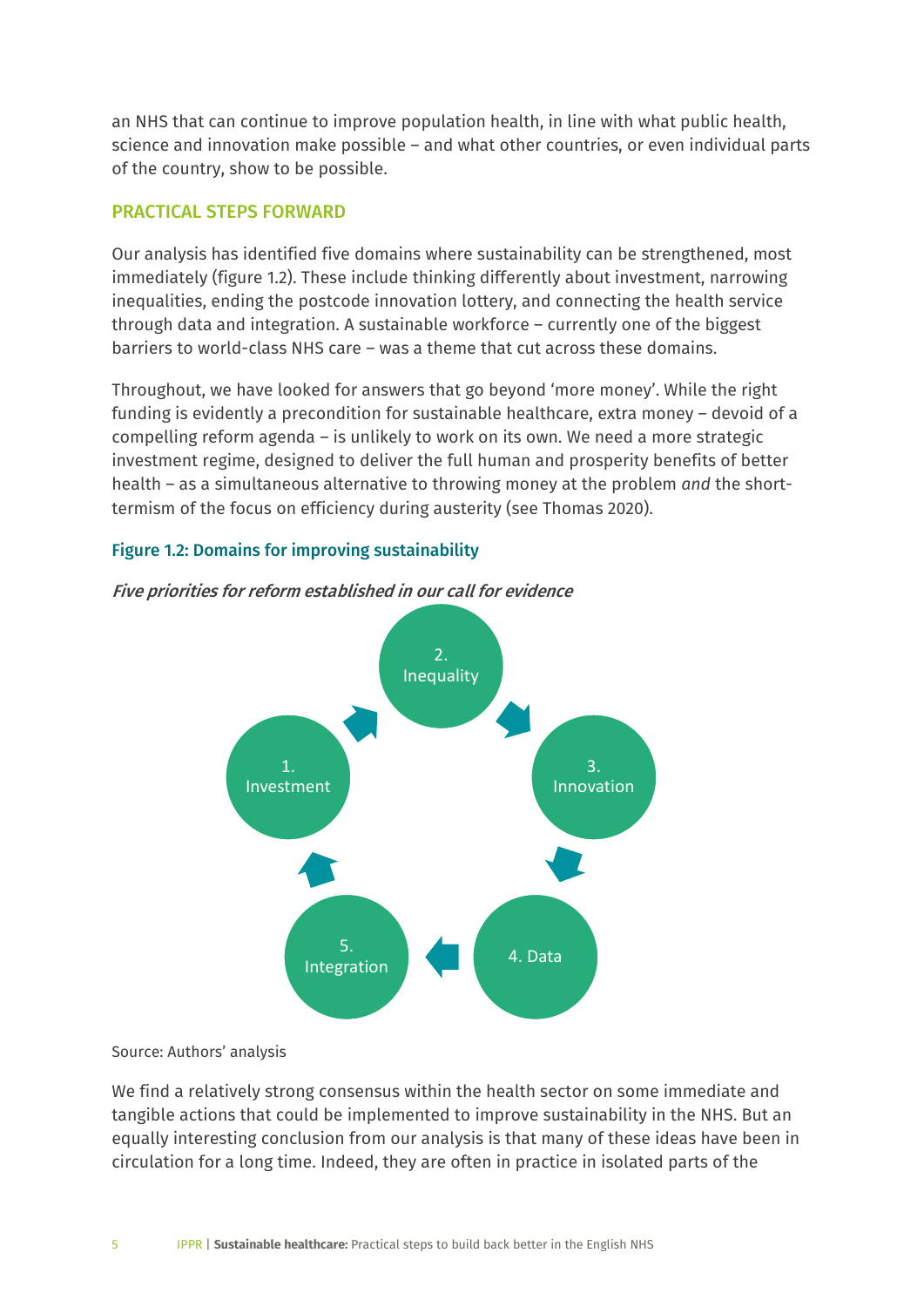an NHS that can continue to improve population health, in line with what public health, science and innovation make possible – and what other countries, or even individual parts of the country, show to be possible.

## PRACTICAL STEPS FORWARD

Our analysis has identified five domains where sustainability can be strengthened, most immediately (figure 1.2). These include thinking differently about investment, narrowing inequalities, ending the postcode innovation lottery, and connecting the health service through data and integration. A sustainable workforce – currently one of the biggest barriers to world-class NHS care – was a theme that cut across these domains.

Throughout, we have looked for answers that go beyond 'more money'. While the right funding is evidently a precondition for sustainable healthcare, extra money – devoid of a compelling reform agenda – is unlikely to work on its own. We need a more strategic investment regime, designed to deliver the full human and prosperity benefits of better health – as a simultaneous alternative to throwing money at the problem *and* the short-termism of the focus on efficiency during austerity (see Thomas 2020).

### Figure 1.2: Domains for improving sustainability

*Five priorities for reform established in our call for evidence*

1. Investment
2. Inequality
3. Innovation
4. Data
5. Integration

Source: Authors' analysis

We find a relatively strong consensus within the health sector on some immediate and tangible actions that could be implemented to improve sustainability in the NHS. But an equally interesting conclusion from our analysis is that many of these ideas have been in circulation for a long time. Indeed, they are often in practice in isolated parts of the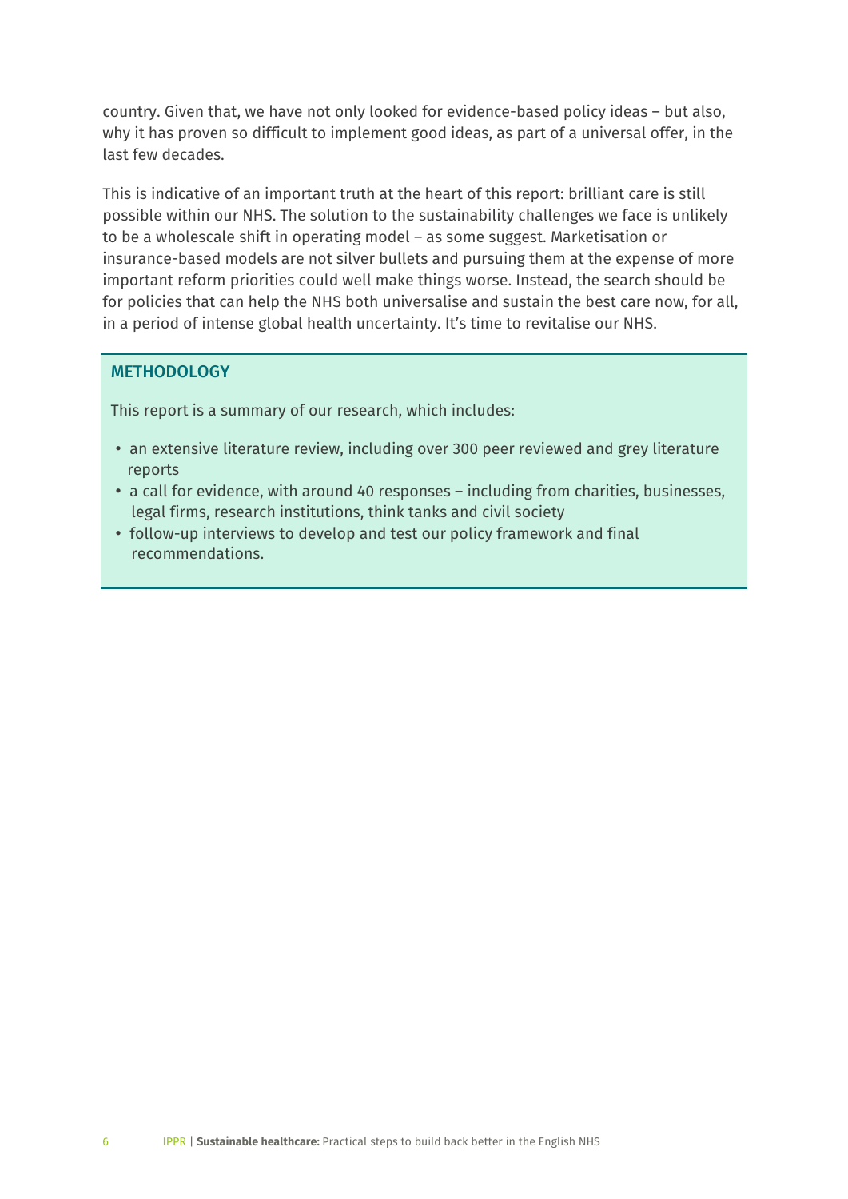country. Given that, we have not only looked for evidence-based policy ideas – but also, why it has proven so difficult to implement good ideas, as part of a universal offer, in the last few decades.

This is indicative of an important truth at the heart of this report: brilliant care is still possible within our NHS. The solution to the sustainability challenges we face is unlikely to be a wholescale shift in operating model – as some suggest. Marketisation or insurance-based models are not silver bullets and pursuing them at the expense of more important reform priorities could well make things worse. Instead, the search should be for policies that can help the NHS both universalise and sustain the best care now, for all, in a period of intense global health uncertainty. It's time to revitalise our NHS.

### METHODOLOGY

This report is a summary of our research, which includes:

- an extensive literature review, including over 300 peer reviewed and grey literature reports
- a call for evidence, with around 40 responses – including from charities, businesses, legal firms, research institutions, think tanks and civil society
- follow-up interviews to develop and test our policy framework and final recommendations.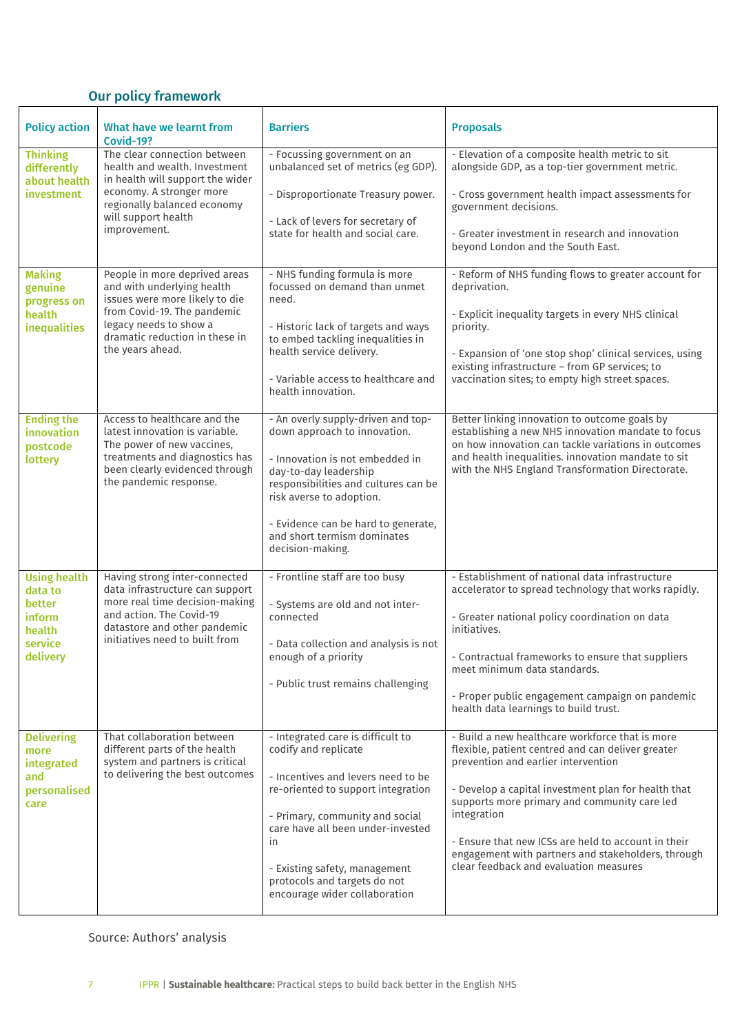## Our policy framework

| Policy action | What have we learnt from Covid-19? | Barriers | Proposals |
|---|---|---|---|
| **Thinking differently about health investment** | The clear connection between health and wealth. Investment in health will support the wider economy. A stronger more regionally balanced economy will support health improvement. | - Focussing government on an unbalanced set of metrics (eg GDP).<br><br>- Disproportionate Treasury power.<br><br>- Lack of levers for secretary of state for health and social care. | - Elevation of a composite health metric to sit alongside GDP, as a top-tier government metric.<br><br>- Cross government health impact assessments for government decisions.<br><br>- Greater investment in research and innovation beyond London and the South East. |
| **Making genuine progress on health inequalities** | People in more deprived areas and with underlying health issues were more likely to die from Covid-19. The pandemic legacy needs to show a dramatic reduction in these in the years ahead. | - NHS funding formula is more focussed on demand than unmet need.<br><br>- Historic lack of targets and ways to embed tackling inequalities in health service delivery.<br><br>- Variable access to healthcare and health innovation. | - Reform of NHS funding flows to greater account for deprivation.<br><br>- Explicit inequality targets in every NHS clinical priority.<br><br>- Expansion of 'one stop shop' clinical services, using existing infrastructure – from GP services; to vaccination sites; to empty high street spaces. |
| **Ending the innovation postcode lottery** | Access to healthcare and the latest innovation is variable. The power of new vaccines, treatments and diagnostics has been clearly evidenced through the pandemic response. | - An overly supply-driven and top-down approach to innovation.<br><br>- Innovation is not embedded in day-to-day leadership responsibilities and cultures can be risk averse to adoption.<br><br>- Evidence can be hard to generate, and short termism dominates decision-making. | Better linking innovation to outcome goals by establishing a new NHS innovation mandate to focus on how innovation can tackle variations in outcomes and health inequalities. innovation mandate to sit with the NHS England Transformation Directorate. |
| **Using health data to better inform health service delivery** | Having strong inter-connected data infrastructure can support more real time decision-making and action. The Covid-19 datastore and other pandemic initiatives need to built from | - Frontline staff are too busy<br><br>- Systems are old and not inter-connected<br><br>- Data collection and analysis is not enough of a priority<br><br>- Public trust remains challenging | - Establishment of national data infrastructure accelerator to spread technology that works rapidly.<br><br>- Greater national policy coordination on data initiatives.<br><br>- Contractual frameworks to ensure that suppliers meet minimum data standards.<br><br>- Proper public engagement campaign on pandemic health data learnings to build trust. |
| **Delivering more integrated and personalised care** | That collaboration between different parts of the health system and partners is critical to delivering the best outcomes | - Integrated care is difficult to codify and replicate<br><br>- Incentives and levers need to be re-oriented to support integration<br><br>- Primary, community and social care have all been under-invested in<br><br>- Existing safety, management protocols and targets do not encourage wider collaboration | - Build a new healthcare workforce that is more flexible, patient centred and can deliver greater prevention and earlier intervention<br><br>- Develop a capital investment plan for health that supports more primary and community care led integration<br><br>- Ensure that new ICSs are held to account in their engagement with partners and stakeholders, through clear feedback and evaluation measures |

Source: Authors' analysis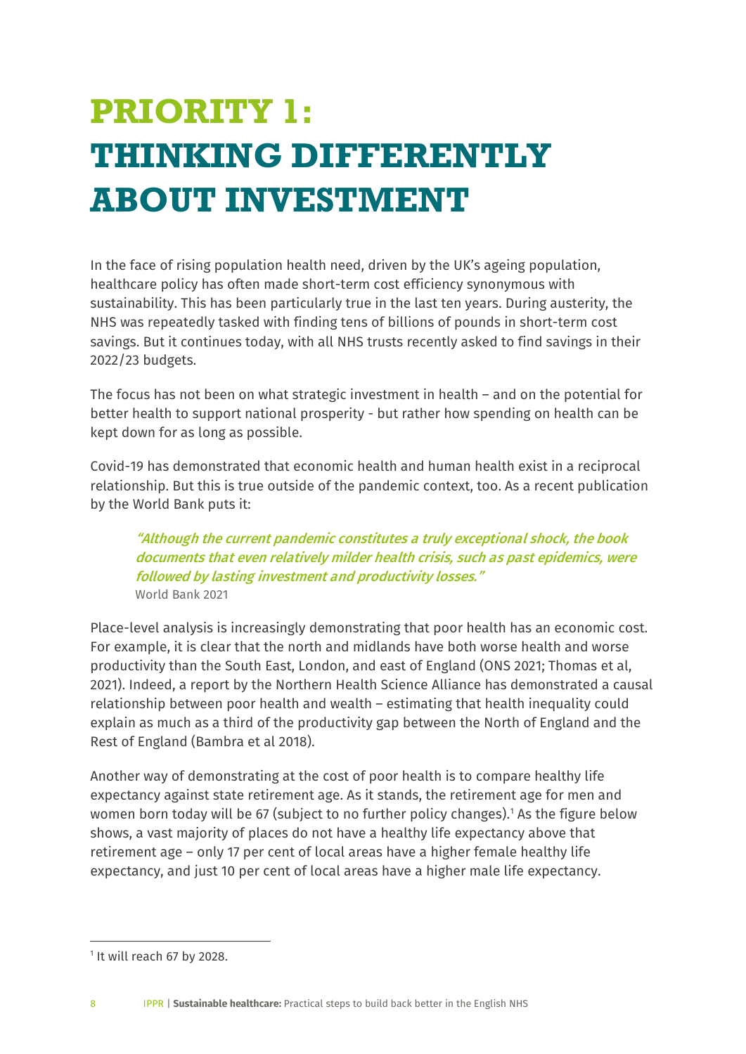# PRIORITY 1: THINKING DIFFERENTLY ABOUT INVESTMENT

In the face of rising population health need, driven by the UK's ageing population, healthcare policy has often made short-term cost efficiency synonymous with sustainability. This has been particularly true in the last ten years. During austerity, the NHS was repeatedly tasked with finding tens of billions of pounds in short-term cost savings. But it continues today, with all NHS trusts recently asked to find savings in their 2022/23 budgets.

The focus has not been on what strategic investment in health – and on the potential for better health to support national prosperity - but rather how spending on health can be kept down for as long as possible.

Covid-19 has demonstrated that economic health and human health exist in a reciprocal relationship. But this is true outside of the pandemic context, too. As a recent publication by the World Bank puts it:

> ***"Although the current pandemic constitutes a truly exceptional shock, the book documents that even relatively milder health crisis, such as past epidemics, were followed by lasting investment and productivity losses."***
> World Bank 2021

Place-level analysis is increasingly demonstrating that poor health has an economic cost. For example, it is clear that the north and midlands have both worse health and worse productivity than the South East, London, and east of England (ONS 2021; Thomas et al, 2021). Indeed, a report by the Northern Health Science Alliance has demonstrated a causal relationship between poor health and wealth – estimating that health inequality could explain as much as a third of the productivity gap between the North of England and the Rest of England (Bambra et al 2018).

Another way of demonstrating at the cost of poor health is to compare healthy life expectancy against state retirement age. As it stands, the retirement age for men and women born today will be 67 (subject to no further policy changes).[1] As the figure below shows, a vast majority of places do not have a healthy life expectancy above that retirement age – only 17 per cent of local areas have a higher female healthy life expectancy, and just 10 per cent of local areas have a higher male life expectancy.

[1] It will reach 67 by 2028.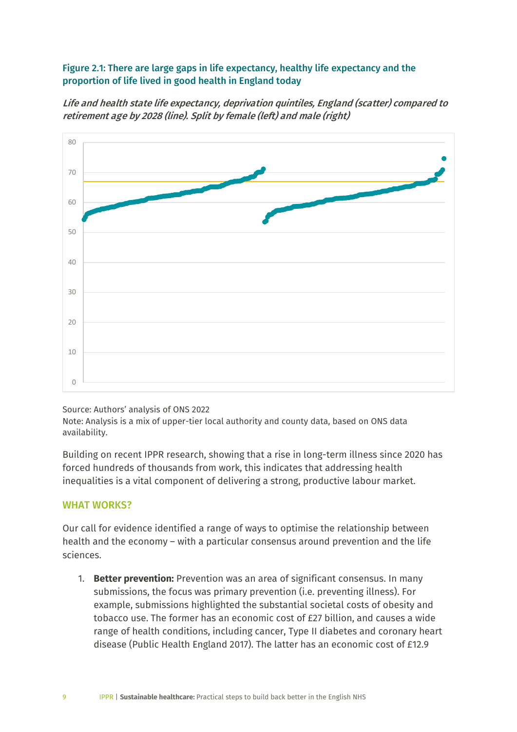**Figure 2.1: There are large gaps in life expectancy, healthy life expectancy and the proportion of life lived in good health in England today**

*Life and health state life expectancy, deprivation quintiles, England (scatter) compared to retirement age by 2028 (line). Split by female (left) and male (right)*

Source: Authors' analysis of ONS 2022
Note: Analysis is a mix of upper-tier local authority and county data, based on ONS data availability.

Building on recent IPPR research, showing that a rise in long-term illness since 2020 has forced hundreds of thousands from work, this indicates that addressing health inequalities is a vital component of delivering a strong, productive labour market.

## WHAT WORKS?

Our call for evidence identified a range of ways to optimise the relationship between health and the economy – with a particular consensus around prevention and the life sciences.

1. **Better prevention:** Prevention was an area of significant consensus. In many submissions, the focus was primary prevention (i.e. preventing illness). For example, submissions highlighted the substantial societal costs of obesity and tobacco use. The former has an economic cost of £27 billion, and causes a wide range of health conditions, including cancer, Type II diabetes and coronary heart disease (Public Health England 2017). The latter has an economic cost of £12.9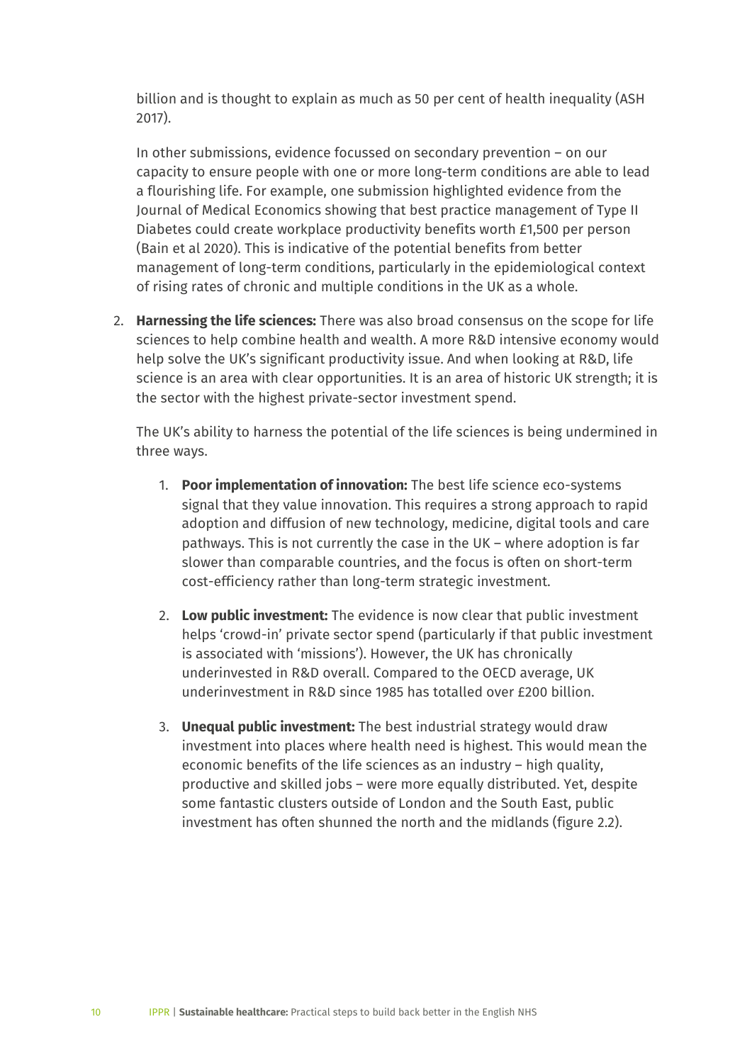billion and is thought to explain as much as 50 per cent of health inequality (ASH 2017).

In other submissions, evidence focussed on secondary prevention – on our capacity to ensure people with one or more long-term conditions are able to lead a flourishing life. For example, one submission highlighted evidence from the Journal of Medical Economics showing that best practice management of Type II Diabetes could create workplace productivity benefits worth £1,500 per person (Bain et al 2020). This is indicative of the potential benefits from better management of long-term conditions, particularly in the epidemiological context of rising rates of chronic and multiple conditions in the UK as a whole.

2. **Harnessing the life sciences:** There was also broad consensus on the scope for life sciences to help combine health and wealth. A more R&D intensive economy would help solve the UK's significant productivity issue. And when looking at R&D, life science is an area with clear opportunities. It is an area of historic UK strength; it is the sector with the highest private-sector investment spend.

   The UK's ability to harness the potential of the life sciences is being undermined in three ways.

   1. **Poor implementation of innovation:** The best life science eco-systems signal that they value innovation. This requires a strong approach to rapid adoption and diffusion of new technology, medicine, digital tools and care pathways. This is not currently the case in the UK – where adoption is far slower than comparable countries, and the focus is often on short-term cost-efficiency rather than long-term strategic investment.

   2. **Low public investment:** The evidence is now clear that public investment helps 'crowd-in' private sector spend (particularly if that public investment is associated with 'missions'). However, the UK has chronically underinvested in R&D overall. Compared to the OECD average, UK underinvestment in R&D since 1985 has totalled over £200 billion.

   3. **Unequal public investment:** The best industrial strategy would draw investment into places where health need is highest. This would mean the economic benefits of the life sciences as an industry – high quality, productive and skilled jobs – were more equally distributed. Yet, despite some fantastic clusters outside of London and the South East, public investment has often shunned the north and the midlands (figure 2.2).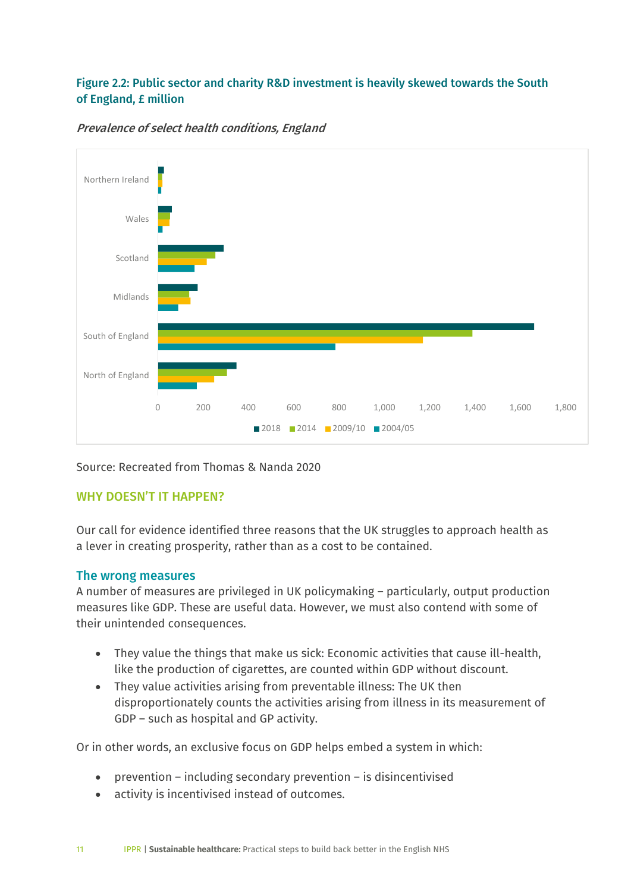**Figure 2.2: Public sector and charity R&D investment is heavily skewed towards the South of England, £ million**

*Prevalence of select health conditions, England*

Source: Recreated from Thomas & Nanda 2020

## WHY DOESN'T IT HAPPEN?

Our call for evidence identified three reasons that the UK struggles to approach health as a lever in creating prosperity, rather than as a cost to be contained.

### The wrong measures

A number of measures are privileged in UK policymaking – particularly, output production measures like GDP. These are useful data. However, we must also contend with some of their unintended consequences.

- They value the things that make us sick: Economic activities that cause ill-health, like the production of cigarettes, are counted within GDP without discount.
- They value activities arising from preventable illness: The UK then disproportionately counts the activities arising from illness in its measurement of GDP – such as hospital and GP activity.

Or in other words, an exclusive focus on GDP helps embed a system in which:

- prevention – including secondary prevention – is disincentivised
- activity is incentivised instead of outcomes.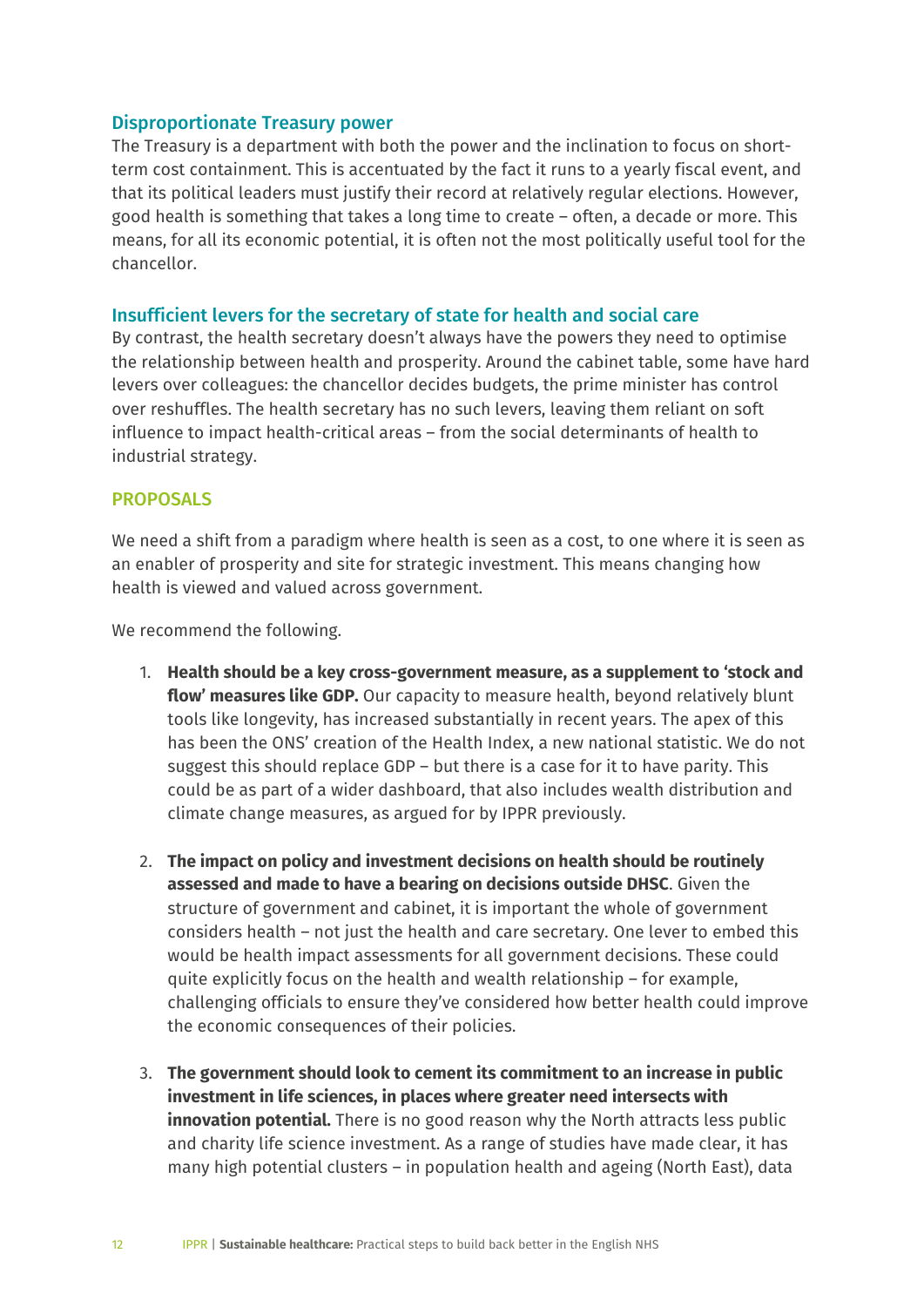### Disproportionate Treasury power

The Treasury is a department with both the power and the inclination to focus on short-term cost containment. This is accentuated by the fact it runs to a yearly fiscal event, and that its political leaders must justify their record at relatively regular elections. However, good health is something that takes a long time to create – often, a decade or more. This means, for all its economic potential, it is often not the most politically useful tool for the chancellor.

### Insufficient levers for the secretary of state for health and social care

By contrast, the health secretary doesn't always have the powers they need to optimise the relationship between health and prosperity. Around the cabinet table, some have hard levers over colleagues: the chancellor decides budgets, the prime minister has control over reshuffles. The health secretary has no such levers, leaving them reliant on soft influence to impact health-critical areas – from the social determinants of health to industrial strategy.

## PROPOSALS

We need a shift from a paradigm where health is seen as a cost, to one where it is seen as an enabler of prosperity and site for strategic investment. This means changing how health is viewed and valued across government.

We recommend the following.

1. **Health should be a key cross-government measure, as a supplement to 'stock and flow' measures like GDP.** Our capacity to measure health, beyond relatively blunt tools like longevity, has increased substantially in recent years. The apex of this has been the ONS' creation of the Health Index, a new national statistic. We do not suggest this should replace GDP – but there is a case for it to have parity. This could be as part of a wider dashboard, that also includes wealth distribution and climate change measures, as argued for by IPPR previously.

2. **The impact on policy and investment decisions on health should be routinely assessed and made to have a bearing on decisions outside DHSC**. Given the structure of government and cabinet, it is important the whole of government considers health – not just the health and care secretary. One lever to embed this would be health impact assessments for all government decisions. These could quite explicitly focus on the health and wealth relationship – for example, challenging officials to ensure they've considered how better health could improve the economic consequences of their policies.

3. **The government should look to cement its commitment to an increase in public investment in life sciences, in places where greater need intersects with innovation potential.** There is no good reason why the North attracts less public and charity life science investment. As a range of studies have made clear, it has many high potential clusters – in population health and ageing (North East), data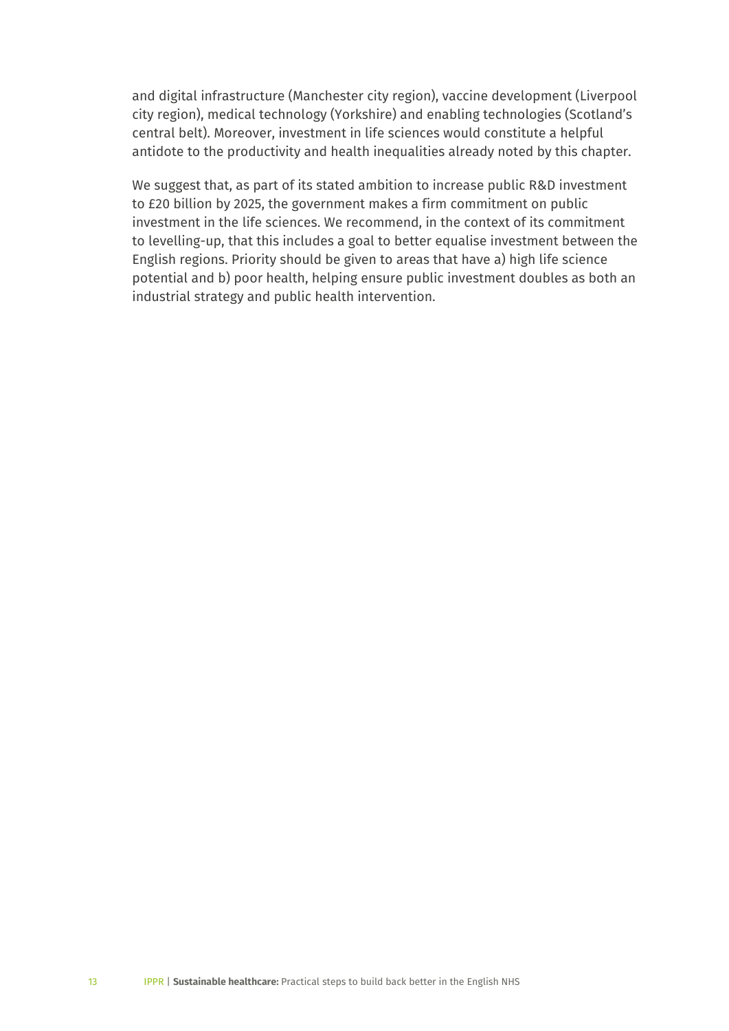and digital infrastructure (Manchester city region), vaccine development (Liverpool city region), medical technology (Yorkshire) and enabling technologies (Scotland's central belt). Moreover, investment in life sciences would constitute a helpful antidote to the productivity and health inequalities already noted by this chapter.

We suggest that, as part of its stated ambition to increase public R&D investment to £20 billion by 2025, the government makes a firm commitment on public investment in the life sciences. We recommend, in the context of its commitment to levelling-up, that this includes a goal to better equalise investment between the English regions. Priority should be given to areas that have a) high life science potential and b) poor health, helping ensure public investment doubles as both an industrial strategy and public health intervention.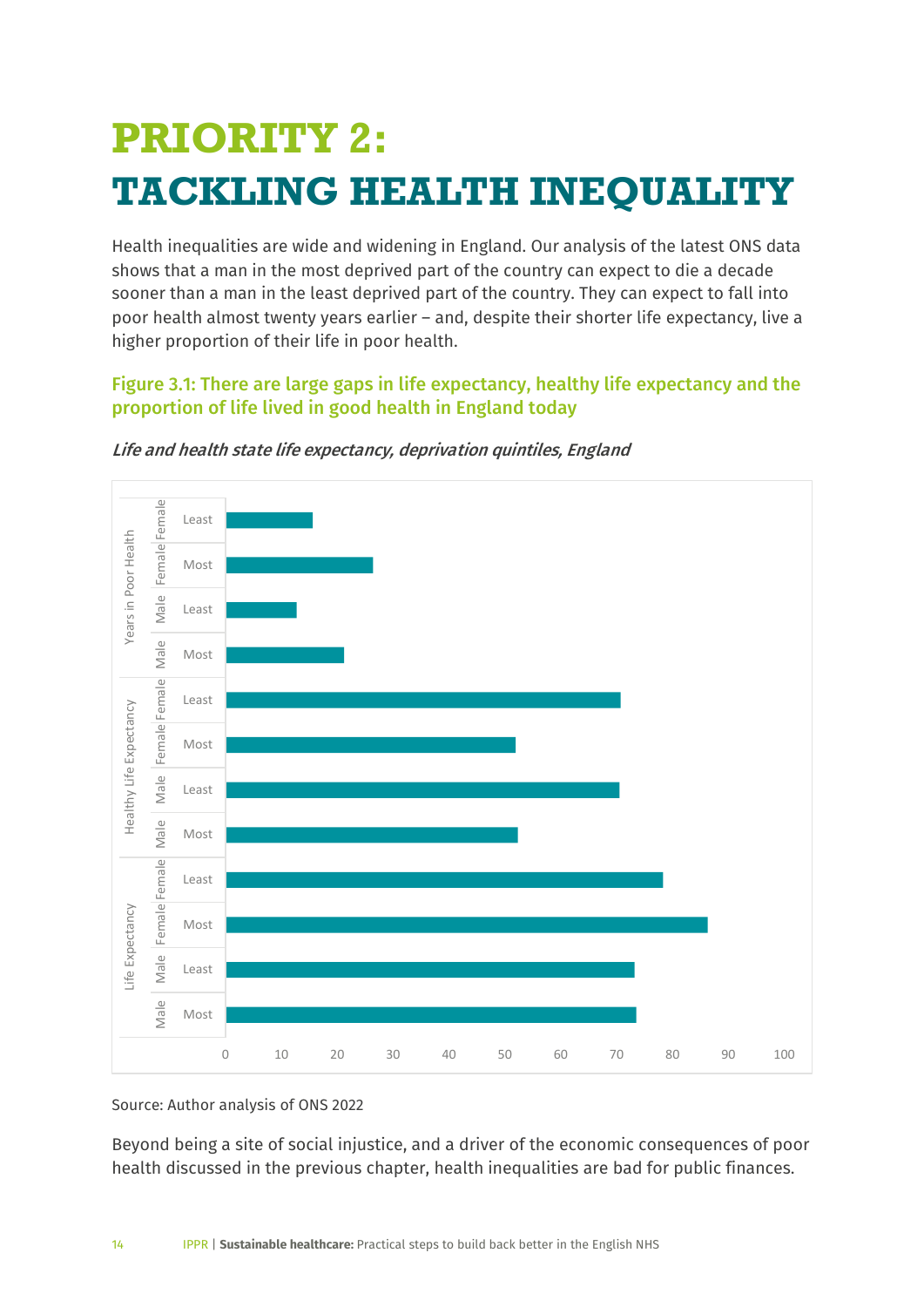# PRIORITY 2: TACKLING HEALTH INEQUALITY

Health inequalities are wide and widening in England. Our analysis of the latest ONS data shows that a man in the most deprived part of the country can expect to die a decade sooner than a man in the least deprived part of the country. They can expect to fall into poor health almost twenty years earlier – and, despite their shorter life expectancy, live a higher proportion of their life in poor health.

### Figure 3.1: There are large gaps in life expectancy, healthy life expectancy and the proportion of life lived in good health in England today

*Life and health state life expectancy, deprivation quintiles, England*

Source: Author analysis of ONS 2022

Beyond being a site of social injustice, and a driver of the economic consequences of poor health discussed in the previous chapter, health inequalities are bad for public finances.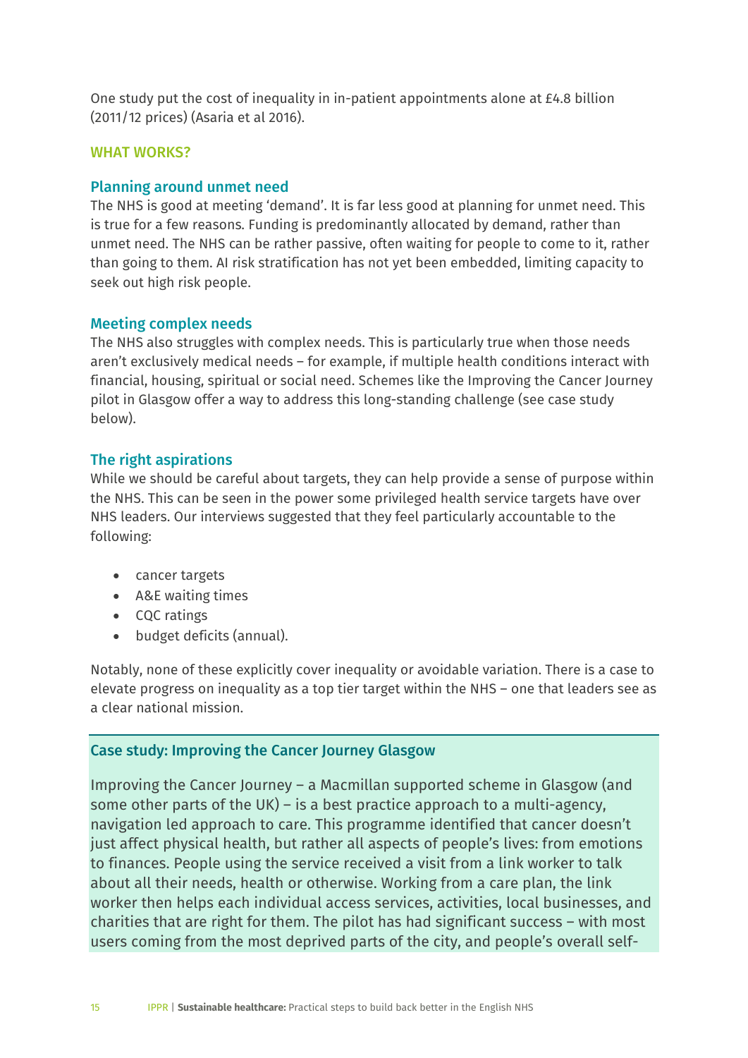One study put the cost of inequality in in-patient appointments alone at £4.8 billion (2011/12 prices) (Asaria et al 2016).

## WHAT WORKS?

### Planning around unmet need

The NHS is good at meeting 'demand'. It is far less good at planning for unmet need. This is true for a few reasons. Funding is predominantly allocated by demand, rather than unmet need. The NHS can be rather passive, often waiting for people to come to it, rather than going to them. AI risk stratification has not yet been embedded, limiting capacity to seek out high risk people.

### Meeting complex needs

The NHS also struggles with complex needs. This is particularly true when those needs aren't exclusively medical needs – for example, if multiple health conditions interact with financial, housing, spiritual or social need. Schemes like the Improving the Cancer Journey pilot in Glasgow offer a way to address this long-standing challenge (see case study below).

### The right aspirations

While we should be careful about targets, they can help provide a sense of purpose within the NHS. This can be seen in the power some privileged health service targets have over NHS leaders. Our interviews suggested that they feel particularly accountable to the following:

- cancer targets
- A&E waiting times
- CQC ratings
- budget deficits (annual).

Notably, none of these explicitly cover inequality or avoidable variation. There is a case to elevate progress on inequality as a top tier target within the NHS – one that leaders see as a clear national mission.

### Case study: Improving the Cancer Journey Glasgow

Improving the Cancer Journey – a Macmillan supported scheme in Glasgow (and some other parts of the UK) – is a best practice approach to a multi-agency, navigation led approach to care. This programme identified that cancer doesn't just affect physical health, but rather all aspects of people's lives: from emotions to finances. People using the service received a visit from a link worker to talk about all their needs, health or otherwise. Working from a care plan, the link worker then helps each individual access services, activities, local businesses, and charities that are right for them. The pilot has had significant success – with most users coming from the most deprived parts of the city, and people's overall self-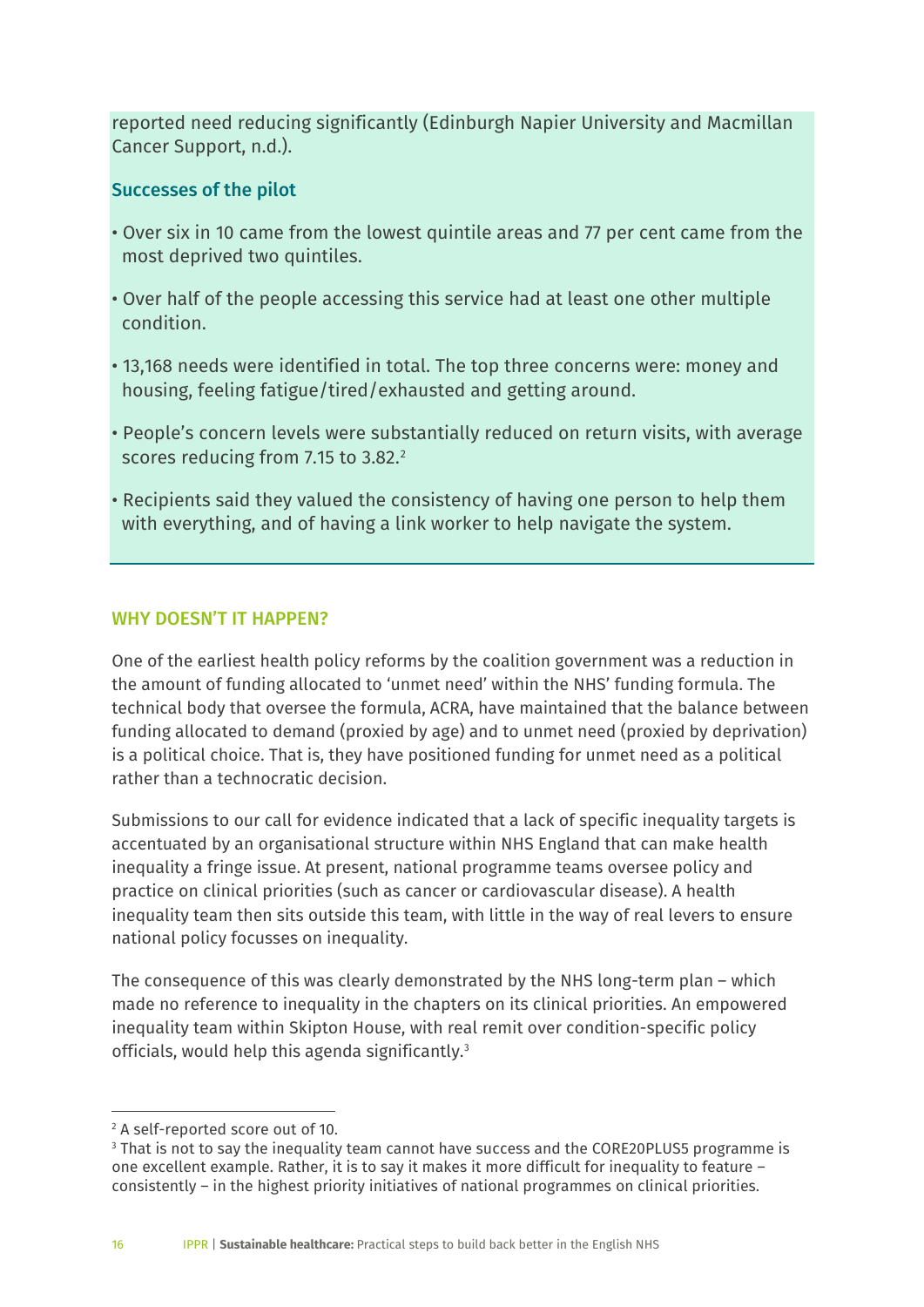reported need reducing significantly (Edinburgh Napier University and Macmillan Cancer Support, n.d.).

### Successes of the pilot

- Over six in 10 came from the lowest quintile areas and 77 per cent came from the most deprived two quintiles.
- Over half of the people accessing this service had at least one other multiple condition.
- 13,168 needs were identified in total. The top three concerns were: money and housing, feeling fatigue/tired/exhausted and getting around.
- People's concern levels were substantially reduced on return visits, with average scores reducing from 7.15 to 3.82.[2]
- Recipients said they valued the consistency of having one person to help them with everything, and of having a link worker to help navigate the system.

## WHY DOESN'T IT HAPPEN?

One of the earliest health policy reforms by the coalition government was a reduction in the amount of funding allocated to 'unmet need' within the NHS' funding formula. The technical body that oversee the formula, ACRA, have maintained that the balance between funding allocated to demand (proxied by age) and to unmet need (proxied by deprivation) is a political choice. That is, they have positioned funding for unmet need as a political rather than a technocratic decision.

Submissions to our call for evidence indicated that a lack of specific inequality targets is accentuated by an organisational structure within NHS England that can make health inequality a fringe issue. At present, national programme teams oversee policy and practice on clinical priorities (such as cancer or cardiovascular disease). A health inequality team then sits outside this team, with little in the way of real levers to ensure national policy focusses on inequality.

The consequence of this was clearly demonstrated by the NHS long-term plan – which made no reference to inequality in the chapters on its clinical priorities. An empowered inequality team within Skipton House, with real remit over condition-specific policy officials, would help this agenda significantly.[3]

---

[2] A self-reported score out of 10.

[3] That is not to say the inequality team cannot have success and the CORE20PLUS5 programme is one excellent example. Rather, it is to say it makes it more difficult for inequality to feature – consistently – in the highest priority initiatives of national programmes on clinical priorities.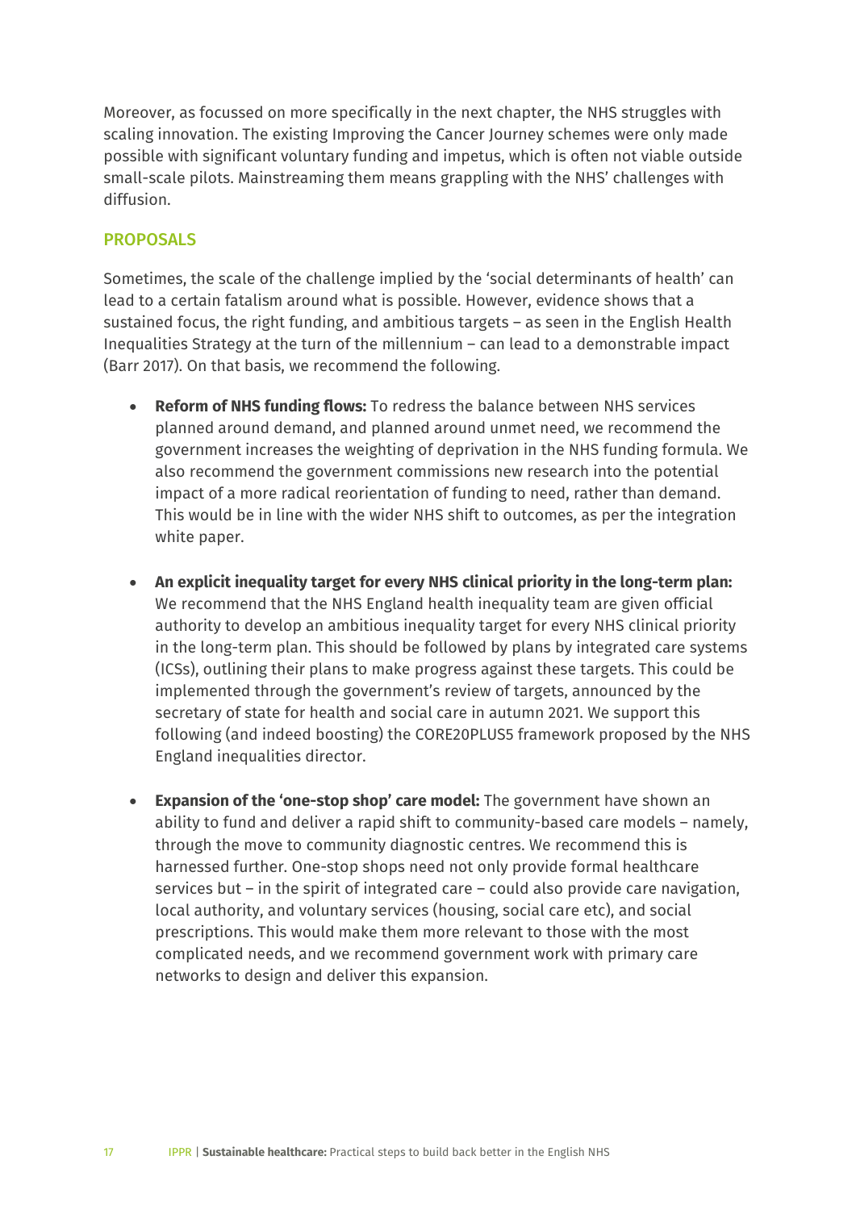Moreover, as focussed on more specifically in the next chapter, the NHS struggles with scaling innovation. The existing Improving the Cancer Journey schemes were only made possible with significant voluntary funding and impetus, which is often not viable outside small-scale pilots. Mainstreaming them means grappling with the NHS' challenges with diffusion.

### PROPOSALS

Sometimes, the scale of the challenge implied by the 'social determinants of health' can lead to a certain fatalism around what is possible. However, evidence shows that a sustained focus, the right funding, and ambitious targets – as seen in the English Health Inequalities Strategy at the turn of the millennium – can lead to a demonstrable impact (Barr 2017). On that basis, we recommend the following.

- **Reform of NHS funding flows:** To redress the balance between NHS services planned around demand, and planned around unmet need, we recommend the government increases the weighting of deprivation in the NHS funding formula. We also recommend the government commissions new research into the potential impact of a more radical reorientation of funding to need, rather than demand. This would be in line with the wider NHS shift to outcomes, as per the integration white paper.

- **An explicit inequality target for every NHS clinical priority in the long-term plan:** We recommend that the NHS England health inequality team are given official authority to develop an ambitious inequality target for every NHS clinical priority in the long-term plan. This should be followed by plans by integrated care systems (ICSs), outlining their plans to make progress against these targets. This could be implemented through the government's review of targets, announced by the secretary of state for health and social care in autumn 2021. We support this following (and indeed boosting) the CORE20PLUS5 framework proposed by the NHS England inequalities director.

- **Expansion of the 'one-stop shop' care model:** The government have shown an ability to fund and deliver a rapid shift to community-based care models – namely, through the move to community diagnostic centres. We recommend this is harnessed further. One-stop shops need not only provide formal healthcare services but – in the spirit of integrated care – could also provide care navigation, local authority, and voluntary services (housing, social care etc), and social prescriptions. This would make them more relevant to those with the most complicated needs, and we recommend government work with primary care networks to design and deliver this expansion.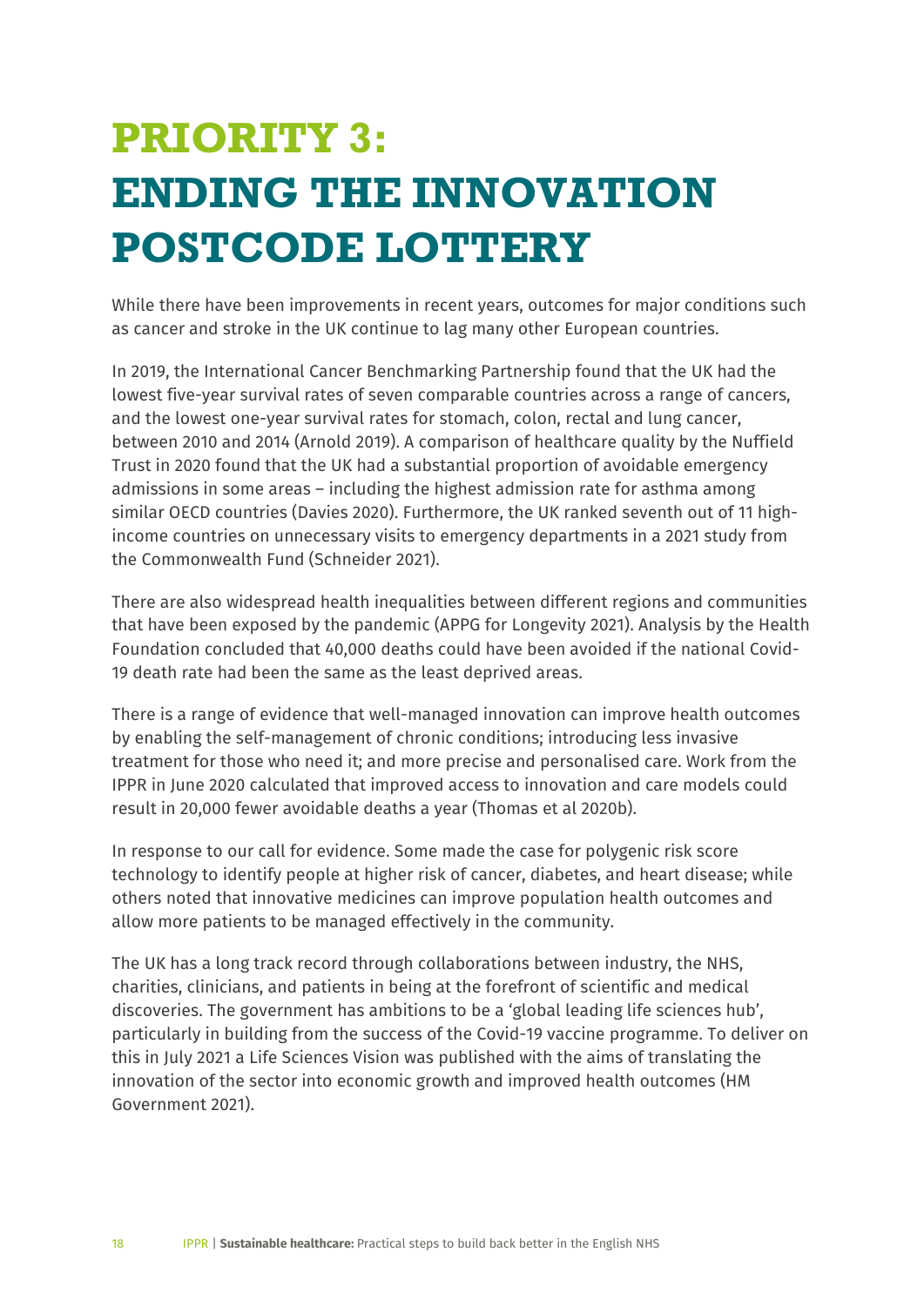# PRIORITY 3: ENDING THE INNOVATION POSTCODE LOTTERY

While there have been improvements in recent years, outcomes for major conditions such as cancer and stroke in the UK continue to lag many other European countries.

In 2019, the International Cancer Benchmarking Partnership found that the UK had the lowest five-year survival rates of seven comparable countries across a range of cancers, and the lowest one-year survival rates for stomach, colon, rectal and lung cancer, between 2010 and 2014 (Arnold 2019). A comparison of healthcare quality by the Nuffield Trust in 2020 found that the UK had a substantial proportion of avoidable emergency admissions in some areas – including the highest admission rate for asthma among similar OECD countries (Davies 2020). Furthermore, the UK ranked seventh out of 11 high-income countries on unnecessary visits to emergency departments in a 2021 study from the Commonwealth Fund (Schneider 2021).

There are also widespread health inequalities between different regions and communities that have been exposed by the pandemic (APPG for Longevity 2021). Analysis by the Health Foundation concluded that 40,000 deaths could have been avoided if the national Covid-19 death rate had been the same as the least deprived areas.

There is a range of evidence that well-managed innovation can improve health outcomes by enabling the self-management of chronic conditions; introducing less invasive treatment for those who need it; and more precise and personalised care. Work from the IPPR in June 2020 calculated that improved access to innovation and care models could result in 20,000 fewer avoidable deaths a year (Thomas et al 2020b).

In response to our call for evidence. Some made the case for polygenic risk score technology to identify people at higher risk of cancer, diabetes, and heart disease; while others noted that innovative medicines can improve population health outcomes and allow more patients to be managed effectively in the community.

The UK has a long track record through collaborations between industry, the NHS, charities, clinicians, and patients in being at the forefront of scientific and medical discoveries. The government has ambitions to be a 'global leading life sciences hub', particularly in building from the success of the Covid-19 vaccine programme. To deliver on this in July 2021 a Life Sciences Vision was published with the aims of translating the innovation of the sector into economic growth and improved health outcomes (HM Government 2021).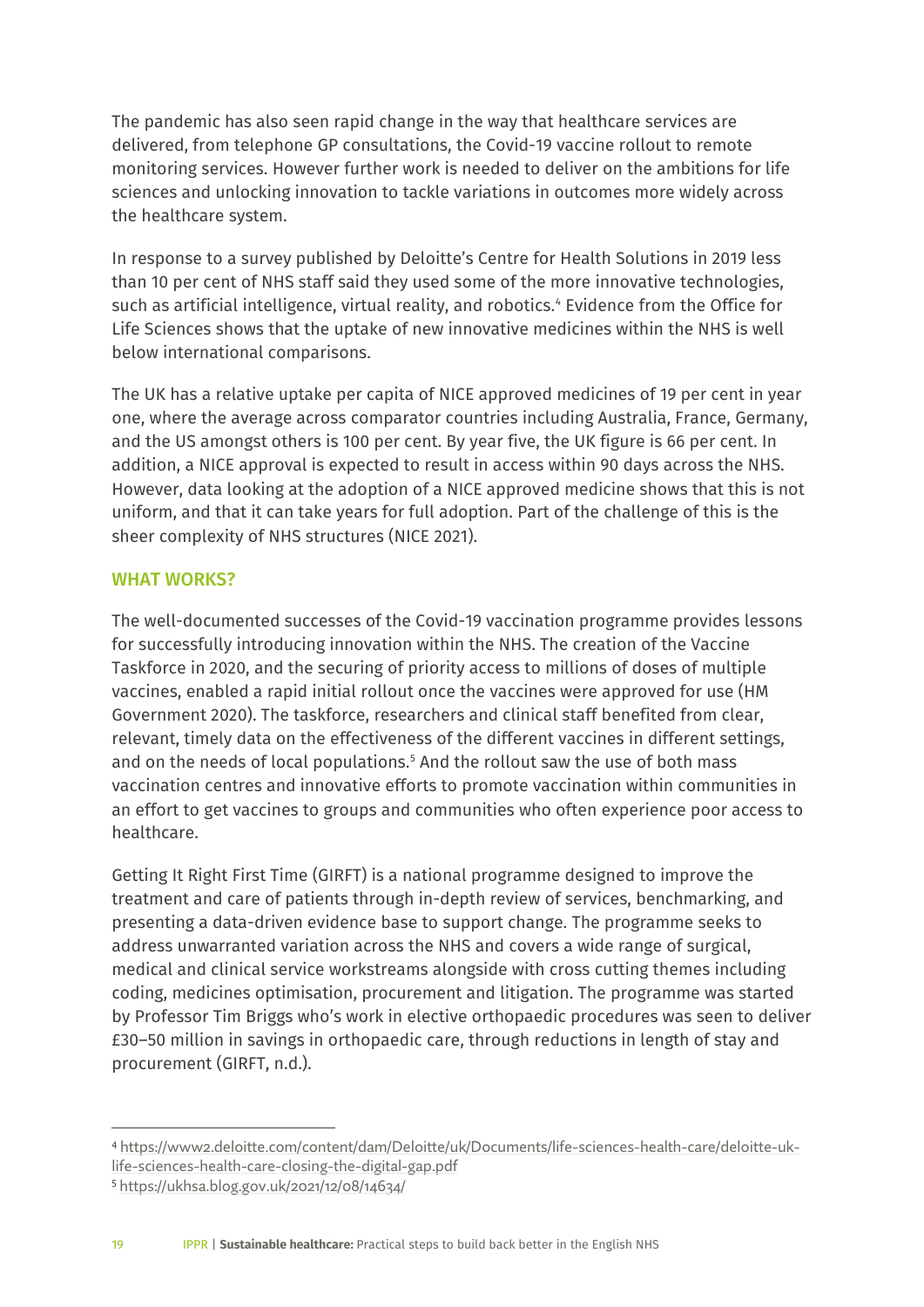The pandemic has also seen rapid change in the way that healthcare services are delivered, from telephone GP consultations, the Covid-19 vaccine rollout to remote monitoring services. However further work is needed to deliver on the ambitions for life sciences and unlocking innovation to tackle variations in outcomes more widely across the healthcare system.

In response to a survey published by Deloitte's Centre for Health Solutions in 2019 less than 10 per cent of NHS staff said they used some of the more innovative technologies, such as artificial intelligence, virtual reality, and robotics.[4] Evidence from the Office for Life Sciences shows that the uptake of new innovative medicines within the NHS is well below international comparisons.

The UK has a relative uptake per capita of NICE approved medicines of 19 per cent in year one, where the average across comparator countries including Australia, France, Germany, and the US amongst others is 100 per cent. By year five, the UK figure is 66 per cent. In addition, a NICE approval is expected to result in access within 90 days across the NHS. However, data looking at the adoption of a NICE approved medicine shows that this is not uniform, and that it can take years for full adoption. Part of the challenge of this is the sheer complexity of NHS structures (NICE 2021).

## WHAT WORKS?

The well-documented successes of the Covid-19 vaccination programme provides lessons for successfully introducing innovation within the NHS. The creation of the Vaccine Taskforce in 2020, and the securing of priority access to millions of doses of multiple vaccines, enabled a rapid initial rollout once the vaccines were approved for use (HM Government 2020). The taskforce, researchers and clinical staff benefited from clear, relevant, timely data on the effectiveness of the different vaccines in different settings, and on the needs of local populations.[5] And the rollout saw the use of both mass vaccination centres and innovative efforts to promote vaccination within communities in an effort to get vaccines to groups and communities who often experience poor access to healthcare.

Getting It Right First Time (GIRFT) is a national programme designed to improve the treatment and care of patients through in-depth review of services, benchmarking, and presenting a data-driven evidence base to support change. The programme seeks to address unwarranted variation across the NHS and covers a wide range of surgical, medical and clinical service workstreams alongside with cross cutting themes including coding, medicines optimisation, procurement and litigation. The programme was started by Professor Tim Briggs who's work in elective orthopaedic procedures was seen to deliver £30–50 million in savings in orthopaedic care, through reductions in length of stay and procurement (GIRFT, n.d.).

---

[4] https://www2.deloitte.com/content/dam/Deloitte/uk/Documents/life-sciences-health-care/deloitte-uk-life-sciences-health-care-closing-the-digital-gap.pdf

[5] https://ukhsa.blog.gov.uk/2021/12/08/14634/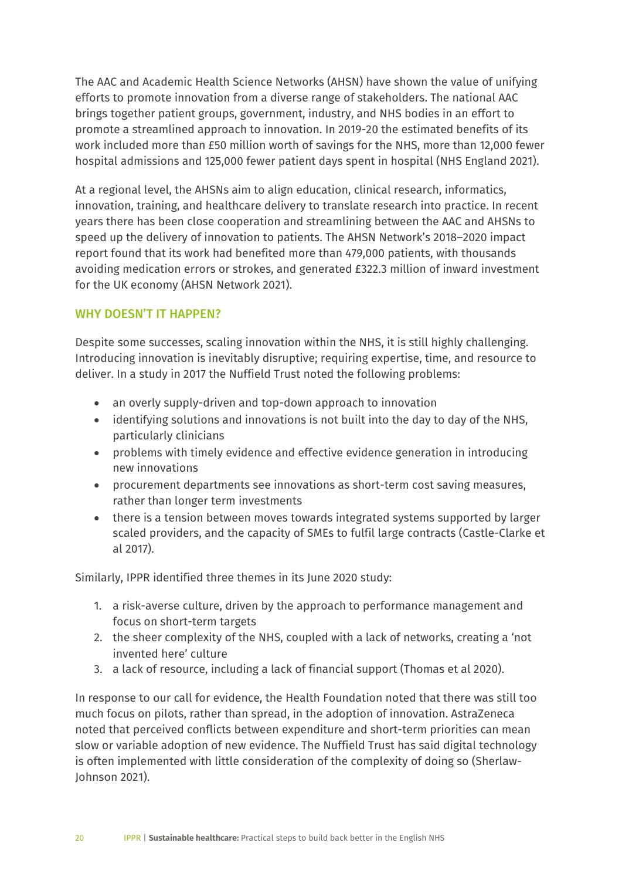The AAC and Academic Health Science Networks (AHSN) have shown the value of unifying efforts to promote innovation from a diverse range of stakeholders. The national AAC brings together patient groups, government, industry, and NHS bodies in an effort to promote a streamlined approach to innovation. In 2019-20 the estimated benefits of its work included more than £50 million worth of savings for the NHS, more than 12,000 fewer hospital admissions and 125,000 fewer patient days spent in hospital (NHS England 2021).

At a regional level, the AHSNs aim to align education, clinical research, informatics, innovation, training, and healthcare delivery to translate research into practice. In recent years there has been close cooperation and streamlining between the AAC and AHSNs to speed up the delivery of innovation to patients. The AHSN Network's 2018–2020 impact report found that its work had benefited more than 479,000 patients, with thousands avoiding medication errors or strokes, and generated £322.3 million of inward investment for the UK economy (AHSN Network 2021).

### WHY DOESN'T IT HAPPEN?

Despite some successes, scaling innovation within the NHS, it is still highly challenging. Introducing innovation is inevitably disruptive; requiring expertise, time, and resource to deliver. In a study in 2017 the Nuffield Trust noted the following problems:

- an overly supply-driven and top-down approach to innovation
- identifying solutions and innovations is not built into the day to day of the NHS, particularly clinicians
- problems with timely evidence and effective evidence generation in introducing new innovations
- procurement departments see innovations as short-term cost saving measures, rather than longer term investments
- there is a tension between moves towards integrated systems supported by larger scaled providers, and the capacity of SMEs to fulfil large contracts (Castle-Clarke et al 2017).

Similarly, IPPR identified three themes in its June 2020 study:

1. a risk-averse culture, driven by the approach to performance management and focus on short-term targets
2. the sheer complexity of the NHS, coupled with a lack of networks, creating a 'not invented here' culture
3. a lack of resource, including a lack of financial support (Thomas et al 2020).

In response to our call for evidence, the Health Foundation noted that there was still too much focus on pilots, rather than spread, in the adoption of innovation. AstraZeneca noted that perceived conflicts between expenditure and short-term priorities can mean slow or variable adoption of new evidence. The Nuffield Trust has said digital technology is often implemented with little consideration of the complexity of doing so (Sherlaw-Johnson 2021).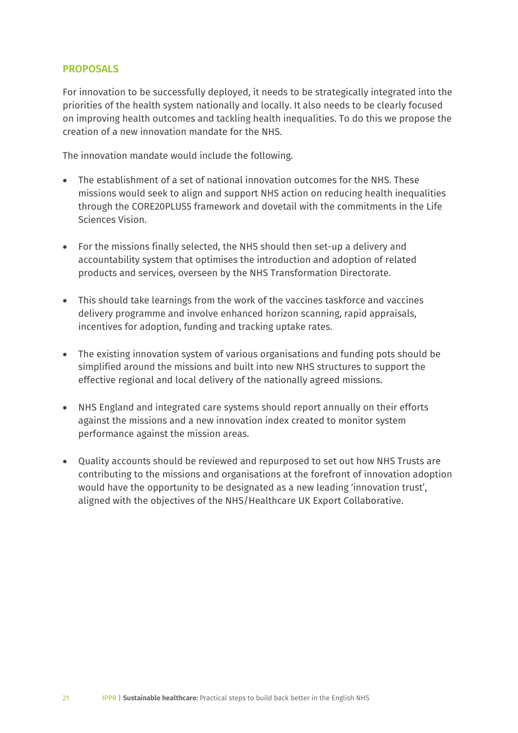## PROPOSALS

For innovation to be successfully deployed, it needs to be strategically integrated into the priorities of the health system nationally and locally. It also needs to be clearly focused on improving health outcomes and tackling health inequalities. To do this we propose the creation of a new innovation mandate for the NHS.

The innovation mandate would include the following.

- The establishment of a set of national innovation outcomes for the NHS. These missions would seek to align and support NHS action on reducing health inequalities through the CORE20PLUS5 framework and dovetail with the commitments in the Life Sciences Vision.
- For the missions finally selected, the NHS should then set-up a delivery and accountability system that optimises the introduction and adoption of related products and services, overseen by the NHS Transformation Directorate.
- This should take learnings from the work of the vaccines taskforce and vaccines delivery programme and involve enhanced horizon scanning, rapid appraisals, incentives for adoption, funding and tracking uptake rates.
- The existing innovation system of various organisations and funding pots should be simplified around the missions and built into new NHS structures to support the effective regional and local delivery of the nationally agreed missions.
- NHS England and integrated care systems should report annually on their efforts against the missions and a new innovation index created to monitor system performance against the mission areas.
- Quality accounts should be reviewed and repurposed to set out how NHS Trusts are contributing to the missions and organisations at the forefront of innovation adoption would have the opportunity to be designated as a new leading 'innovation trust', aligned with the objectives of the NHS/Healthcare UK Export Collaborative.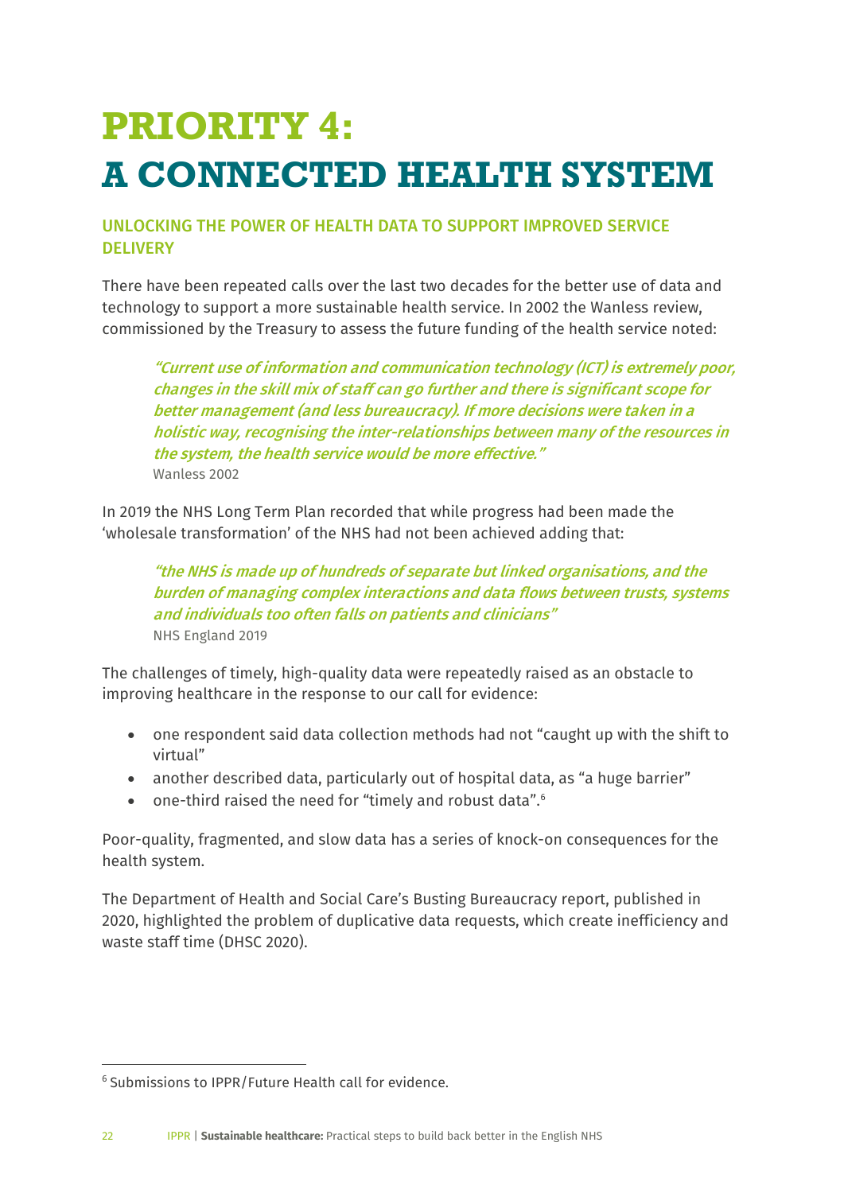# PRIORITY 4: A CONNECTED HEALTH SYSTEM

## UNLOCKING THE POWER OF HEALTH DATA TO SUPPORT IMPROVED SERVICE DELIVERY

There have been repeated calls over the last two decades for the better use of data and technology to support a more sustainable health service. In 2002 the Wanless review, commissioned by the Treasury to assess the future funding of the health service noted:

> ***"Current use of information and communication technology (ICT) is extremely poor, changes in the skill mix of staff can go further and there is significant scope for better management (and less bureaucracy). If more decisions were taken in a holistic way, recognising the inter-relationships between many of the resources in the system, the health service would be more effective."***
> Wanless 2002

In 2019 the NHS Long Term Plan recorded that while progress had been made the 'wholesale transformation' of the NHS had not been achieved adding that:

> ***"the NHS is made up of hundreds of separate but linked organisations, and the burden of managing complex interactions and data flows between trusts, systems and individuals too often falls on patients and clinicians"***
> NHS England 2019

The challenges of timely, high-quality data were repeatedly raised as an obstacle to improving healthcare in the response to our call for evidence:

- one respondent said data collection methods had not "caught up with the shift to virtual"
- another described data, particularly out of hospital data, as "a huge barrier"
- one-third raised the need for "timely and robust data".[6]

Poor-quality, fragmented, and slow data has a series of knock-on consequences for the health system.

The Department of Health and Social Care's Busting Bureaucracy report, published in 2020, highlighted the problem of duplicative data requests, which create inefficiency and waste staff time (DHSC 2020).

[6] Submissions to IPPR/Future Health call for evidence.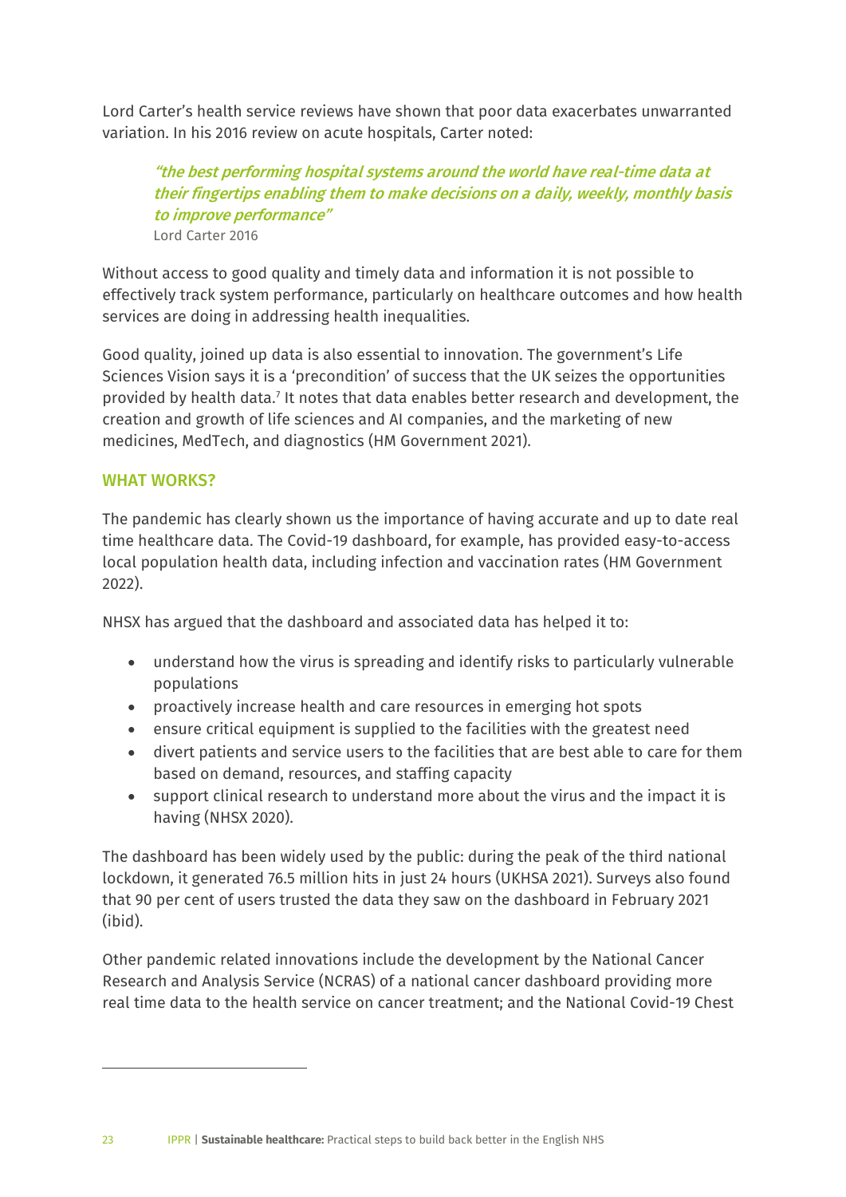Lord Carter's health service reviews have shown that poor data exacerbates unwarranted variation. In his 2016 review on acute hospitals, Carter noted:

> ***"the best performing hospital systems around the world have real-time data at their fingertips enabling them to make decisions on a daily, weekly, monthly basis to improve performance"***
> Lord Carter 2016

Without access to good quality and timely data and information it is not possible to effectively track system performance, particularly on healthcare outcomes and how health services are doing in addressing health inequalities.

Good quality, joined up data is also essential to innovation. The government's Life Sciences Vision says it is a 'precondition' of success that the UK seizes the opportunities provided by health data.[7] It notes that data enables better research and development, the creation and growth of life sciences and AI companies, and the marketing of new medicines, MedTech, and diagnostics (HM Government 2021).

## WHAT WORKS?

The pandemic has clearly shown us the importance of having accurate and up to date real time healthcare data. The Covid-19 dashboard, for example, has provided easy-to-access local population health data, including infection and vaccination rates (HM Government 2022).

NHSX has argued that the dashboard and associated data has helped it to:

- understand how the virus is spreading and identify risks to particularly vulnerable populations
- proactively increase health and care resources in emerging hot spots
- ensure critical equipment is supplied to the facilities with the greatest need
- divert patients and service users to the facilities that are best able to care for them based on demand, resources, and staffing capacity
- support clinical research to understand more about the virus and the impact it is having (NHSX 2020).

The dashboard has been widely used by the public: during the peak of the third national lockdown, it generated 76.5 million hits in just 24 hours (UKHSA 2021). Surveys also found that 90 per cent of users trusted the data they saw on the dashboard in February 2021 (ibid).

Other pandemic related innovations include the development by the National Cancer Research and Analysis Service (NCRAS) of a national cancer dashboard providing more real time data to the health service on cancer treatment; and the National Covid-19 Chest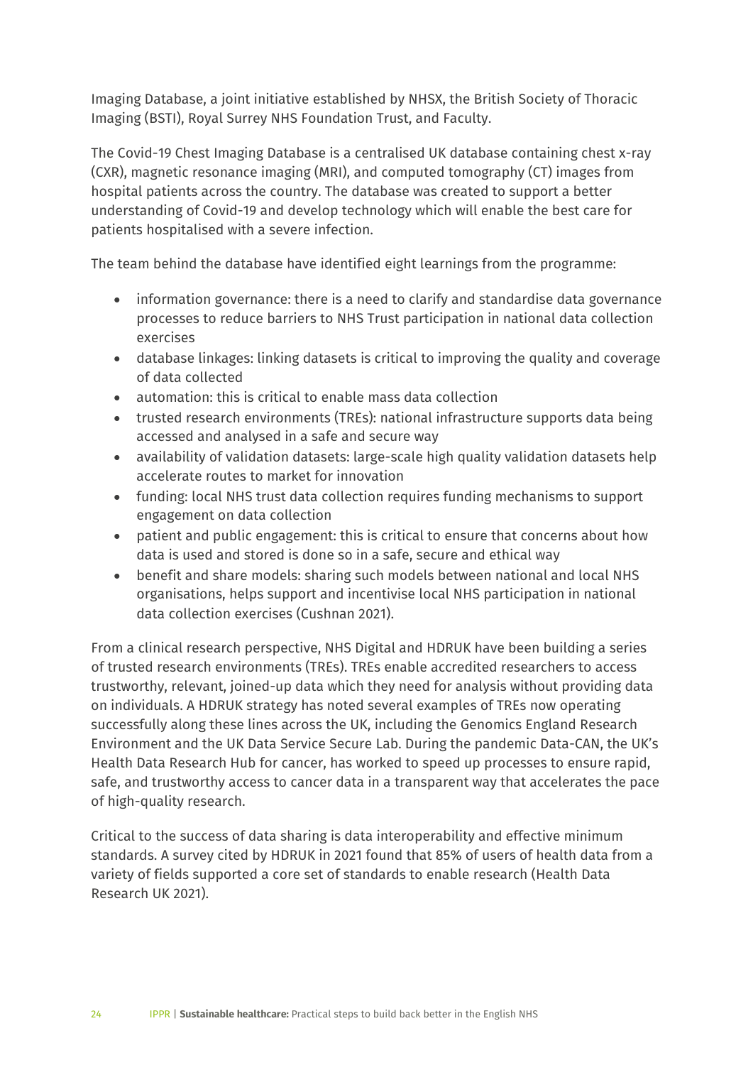Imaging Database, a joint initiative established by NHSX, the British Society of Thoracic Imaging (BSTI), Royal Surrey NHS Foundation Trust, and Faculty.

The Covid-19 Chest Imaging Database is a centralised UK database containing chest x-ray (CXR), magnetic resonance imaging (MRI), and computed tomography (CT) images from hospital patients across the country. The database was created to support a better understanding of Covid-19 and develop technology which will enable the best care for patients hospitalised with a severe infection.

The team behind the database have identified eight learnings from the programme:

- information governance: there is a need to clarify and standardise data governance processes to reduce barriers to NHS Trust participation in national data collection exercises
- database linkages: linking datasets is critical to improving the quality and coverage of data collected
- automation: this is critical to enable mass data collection
- trusted research environments (TREs): national infrastructure supports data being accessed and analysed in a safe and secure way
- availability of validation datasets: large-scale high quality validation datasets help accelerate routes to market for innovation
- funding: local NHS trust data collection requires funding mechanisms to support engagement on data collection
- patient and public engagement: this is critical to ensure that concerns about how data is used and stored is done so in a safe, secure and ethical way
- benefit and share models: sharing such models between national and local NHS organisations, helps support and incentivise local NHS participation in national data collection exercises (Cushnan 2021).

From a clinical research perspective, NHS Digital and HDRUK have been building a series of trusted research environments (TREs). TREs enable accredited researchers to access trustworthy, relevant, joined-up data which they need for analysis without providing data on individuals. A HDRUK strategy has noted several examples of TREs now operating successfully along these lines across the UK, including the Genomics England Research Environment and the UK Data Service Secure Lab. During the pandemic Data-CAN, the UK's Health Data Research Hub for cancer, has worked to speed up processes to ensure rapid, safe, and trustworthy access to cancer data in a transparent way that accelerates the pace of high-quality research.

Critical to the success of data sharing is data interoperability and effective minimum standards. A survey cited by HDRUK in 2021 found that 85% of users of health data from a variety of fields supported a core set of standards to enable research (Health Data Research UK 2021).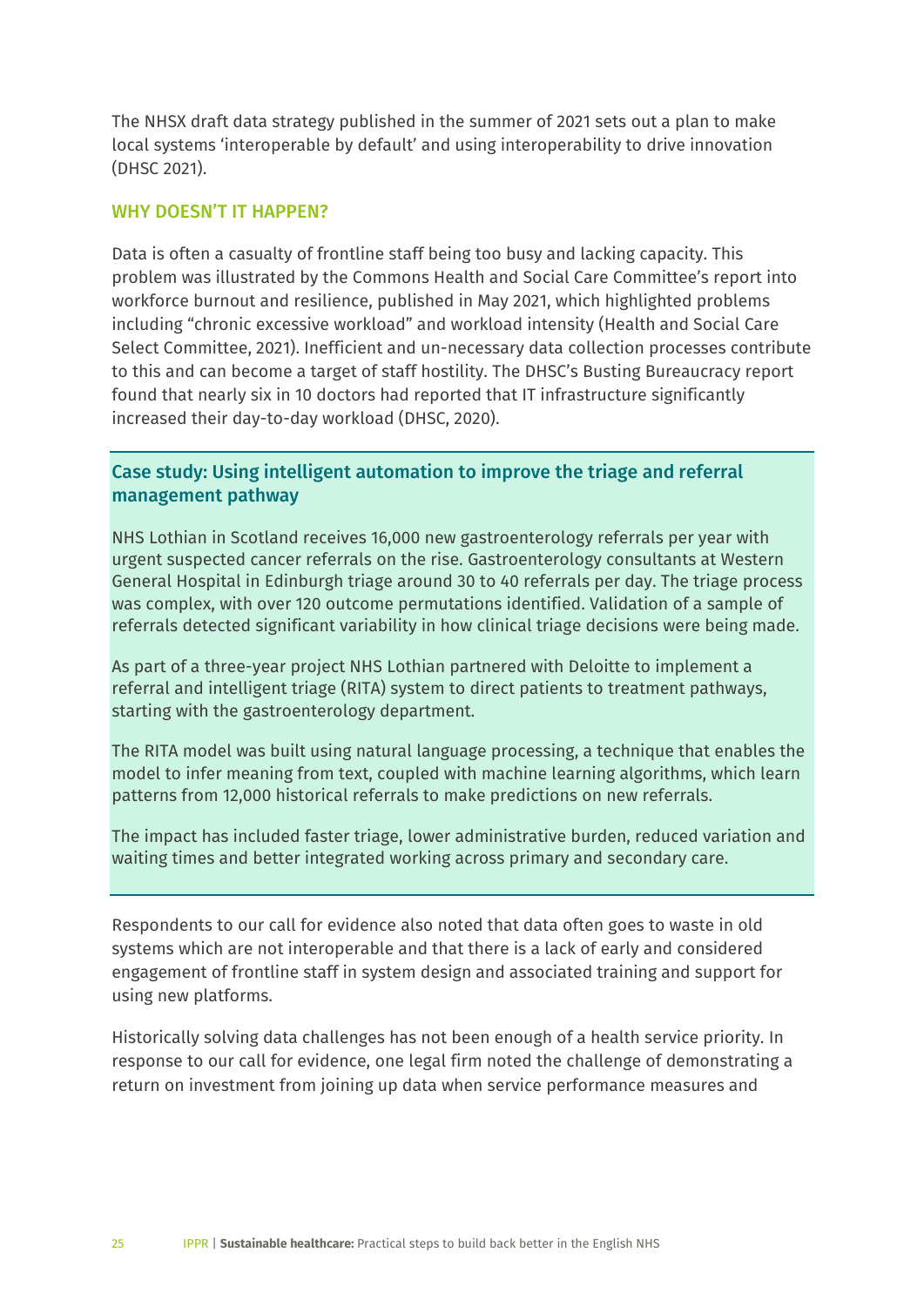The NHSX draft data strategy published in the summer of 2021 sets out a plan to make local systems 'interoperable by default' and using interoperability to drive innovation (DHSC 2021).

### WHY DOESN'T IT HAPPEN?

Data is often a casualty of frontline staff being too busy and lacking capacity. This problem was illustrated by the Commons Health and Social Care Committee's report into workforce burnout and resilience, published in May 2021, which highlighted problems including "chronic excessive workload" and workload intensity (Health and Social Care Select Committee, 2021). Inefficient and un-necessary data collection processes contribute to this and can become a target of staff hostility. The DHSC's Busting Bureaucracy report found that nearly six in 10 doctors had reported that IT infrastructure significantly increased their day-to-day workload (DHSC, 2020).

### Case study: Using intelligent automation to improve the triage and referral management pathway

NHS Lothian in Scotland receives 16,000 new gastroenterology referrals per year with urgent suspected cancer referrals on the rise. Gastroenterology consultants at Western General Hospital in Edinburgh triage around 30 to 40 referrals per day. The triage process was complex, with over 120 outcome permutations identified. Validation of a sample of referrals detected significant variability in how clinical triage decisions were being made.

As part of a three-year project NHS Lothian partnered with Deloitte to implement a referral and intelligent triage (RITA) system to direct patients to treatment pathways, starting with the gastroenterology department.

The RITA model was built using natural language processing, a technique that enables the model to infer meaning from text, coupled with machine learning algorithms, which learn patterns from 12,000 historical referrals to make predictions on new referrals.

The impact has included faster triage, lower administrative burden, reduced variation and waiting times and better integrated working across primary and secondary care.

Respondents to our call for evidence also noted that data often goes to waste in old systems which are not interoperable and that there is a lack of early and considered engagement of frontline staff in system design and associated training and support for using new platforms.

Historically solving data challenges has not been enough of a health service priority. In response to our call for evidence, one legal firm noted the challenge of demonstrating a return on investment from joining up data when service performance measures and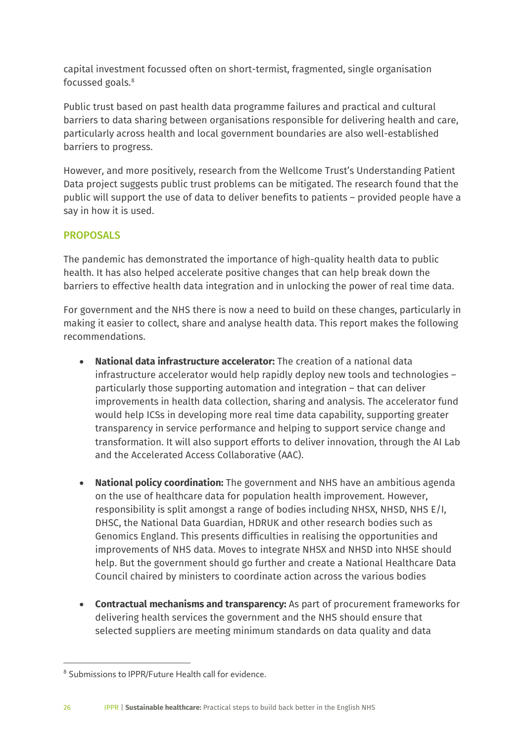capital investment focussed often on short-termist, fragmented, single organisation focussed goals.[8]

Public trust based on past health data programme failures and practical and cultural barriers to data sharing between organisations responsible for delivering health and care, particularly across health and local government boundaries are also well-established barriers to progress.

However, and more positively, research from the Wellcome Trust's Understanding Patient Data project suggests public trust problems can be mitigated. The research found that the public will support the use of data to deliver benefits to patients – provided people have a say in how it is used.

## PROPOSALS

The pandemic has demonstrated the importance of high-quality health data to public health. It has also helped accelerate positive changes that can help break down the barriers to effective health data integration and in unlocking the power of real time data.

For government and the NHS there is now a need to build on these changes, particularly in making it easier to collect, share and analyse health data. This report makes the following recommendations.

- **National data infrastructure accelerator:** The creation of a national data infrastructure accelerator would help rapidly deploy new tools and technologies – particularly those supporting automation and integration – that can deliver improvements in health data collection, sharing and analysis. The accelerator fund would help ICSs in developing more real time data capability, supporting greater transparency in service performance and helping to support service change and transformation. It will also support efforts to deliver innovation, through the AI Lab and the Accelerated Access Collaborative (AAC).

- **National policy coordination:** The government and NHS have an ambitious agenda on the use of healthcare data for population health improvement. However, responsibility is split amongst a range of bodies including NHSX, NHSD, NHS E/I, DHSC, the National Data Guardian, HDRUK and other research bodies such as Genomics England. This presents difficulties in realising the opportunities and improvements of NHS data. Moves to integrate NHSX and NHSD into NHSE should help. But the government should go further and create a National Healthcare Data Council chaired by ministers to coordinate action across the various bodies

- **Contractual mechanisms and transparency:** As part of procurement frameworks for delivering health services the government and the NHS should ensure that selected suppliers are meeting minimum standards on data quality and data

[8] Submissions to IPPR/Future Health call for evidence.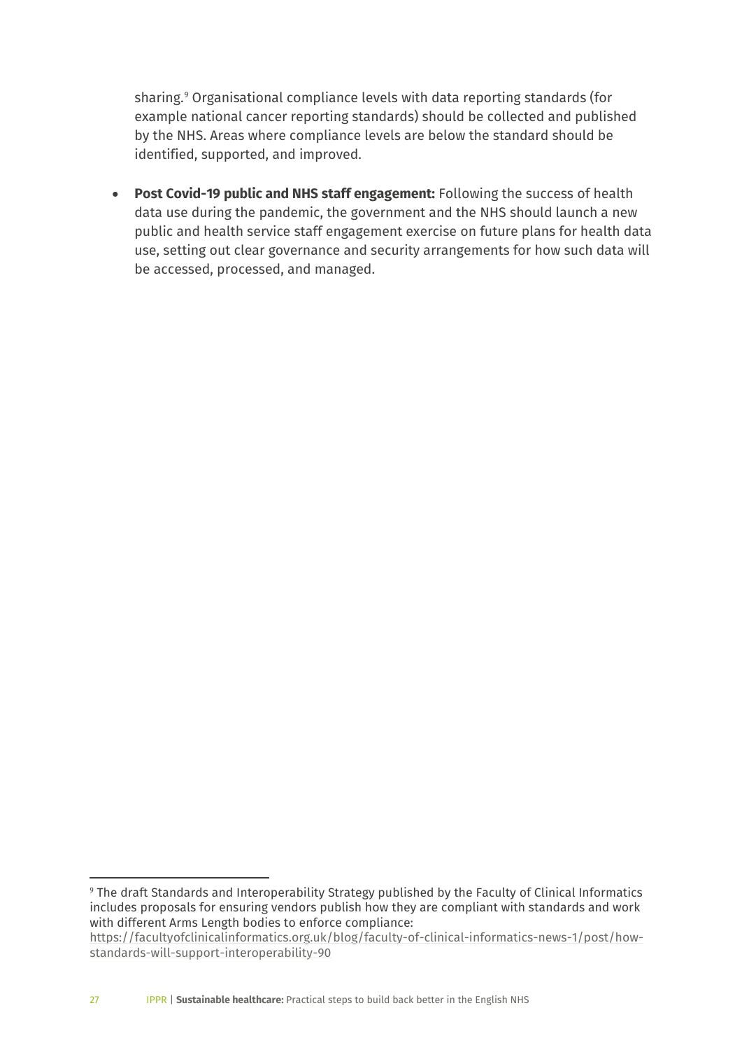sharing.[9] Organisational compliance levels with data reporting standards (for example national cancer reporting standards) should be collected and published by the NHS. Areas where compliance levels are below the standard should be identified, supported, and improved.

- **Post Covid-19 public and NHS staff engagement:** Following the success of health data use during the pandemic, the government and the NHS should launch a new public and health service staff engagement exercise on future plans for health data use, setting out clear governance and security arrangements for how such data will be accessed, processed, and managed.

[9] The draft Standards and Interoperability Strategy published by the Faculty of Clinical Informatics includes proposals for ensuring vendors publish how they are compliant with standards and work with different Arms Length bodies to enforce compliance: https://facultyofclinicalinformatics.org.uk/blog/faculty-of-clinical-informatics-news-1/post/how-standards-will-support-interoperability-90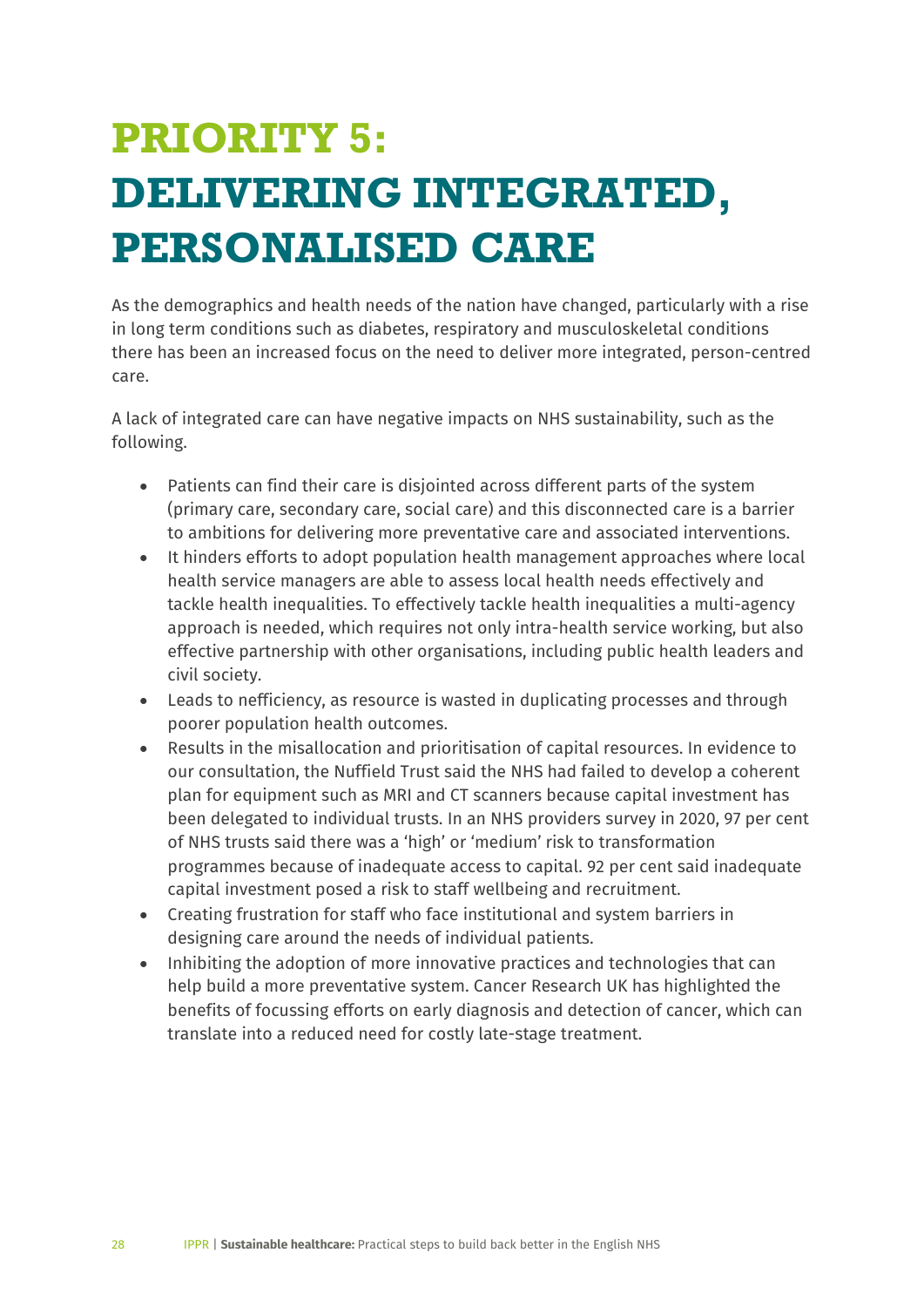# PRIORITY 5: DELIVERING INTEGRATED, PERSONALISED CARE

As the demographics and health needs of the nation have changed, particularly with a rise in long term conditions such as diabetes, respiratory and musculoskeletal conditions there has been an increased focus on the need to deliver more integrated, person-centred care.

A lack of integrated care can have negative impacts on NHS sustainability, such as the following.

- Patients can find their care is disjointed across different parts of the system (primary care, secondary care, social care) and this disconnected care is a barrier to ambitions for delivering more preventative care and associated interventions.
- It hinders efforts to adopt population health management approaches where local health service managers are able to assess local health needs effectively and tackle health inequalities. To effectively tackle health inequalities a multi-agency approach is needed, which requires not only intra-health service working, but also effective partnership with other organisations, including public health leaders and civil society.
- Leads to nefficiency, as resource is wasted in duplicating processes and through poorer population health outcomes.
- Results in the misallocation and prioritisation of capital resources. In evidence to our consultation, the Nuffield Trust said the NHS had failed to develop a coherent plan for equipment such as MRI and CT scanners because capital investment has been delegated to individual trusts. In an NHS providers survey in 2020, 97 per cent of NHS trusts said there was a 'high' or 'medium' risk to transformation programmes because of inadequate access to capital. 92 per cent said inadequate capital investment posed a risk to staff wellbeing and recruitment.
- Creating frustration for staff who face institutional and system barriers in designing care around the needs of individual patients.
- Inhibiting the adoption of more innovative practices and technologies that can help build a more preventative system. Cancer Research UK has highlighted the benefits of focussing efforts on early diagnosis and detection of cancer, which can translate into a reduced need for costly late-stage treatment.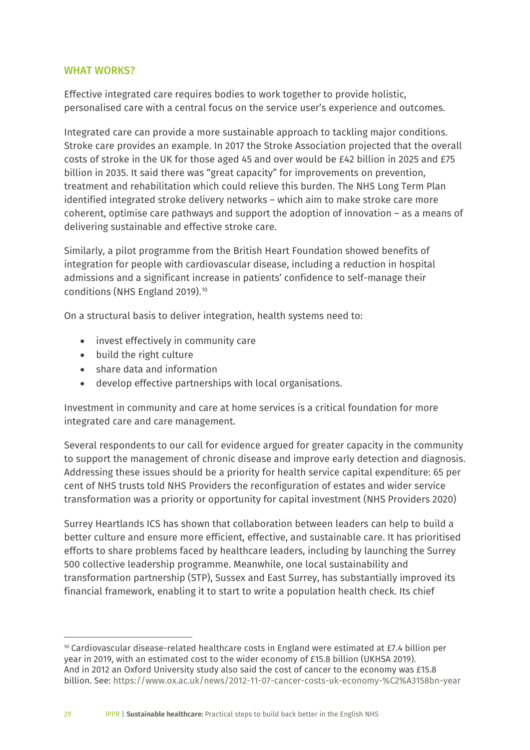### WHAT WORKS?

Effective integrated care requires bodies to work together to provide holistic, personalised care with a central focus on the service user's experience and outcomes.

Integrated care can provide a more sustainable approach to tackling major conditions. Stroke care provides an example. In 2017 the Stroke Association projected that the overall costs of stroke in the UK for those aged 45 and over would be £42 billion in 2025 and £75 billion in 2035. It said there was "great capacity" for improvements on prevention, treatment and rehabilitation which could relieve this burden. The NHS Long Term Plan identified integrated stroke delivery networks – which aim to make stroke care more coherent, optimise care pathways and support the adoption of innovation – as a means of delivering sustainable and effective stroke care.

Similarly, a pilot programme from the British Heart Foundation showed benefits of integration for people with cardiovascular disease, including a reduction in hospital admissions and a significant increase in patients' confidence to self-manage their conditions (NHS England 2019).[10]

On a structural basis to deliver integration, health systems need to:

- invest effectively in community care
- build the right culture
- share data and information
- develop effective partnerships with local organisations.

Investment in community and care at home services is a critical foundation for more integrated care and care management.

Several respondents to our call for evidence argued for greater capacity in the community to support the management of chronic disease and improve early detection and diagnosis. Addressing these issues should be a priority for health service capital expenditure: 65 per cent of NHS trusts told NHS Providers the reconfiguration of estates and wider service transformation was a priority or opportunity for capital investment (NHS Providers 2020)

Surrey Heartlands ICS has shown that collaboration between leaders can help to build a better culture and ensure more efficient, effective, and sustainable care. It has prioritised efforts to share problems faced by healthcare leaders, including by launching the Surrey 500 collective leadership programme. Meanwhile, one local sustainability and transformation partnership (STP), Sussex and East Surrey, has substantially improved its financial framework, enabling it to start to write a population health check. Its chief

[10] Cardiovascular disease-related healthcare costs in England were estimated at £7.4 billion per year in 2019, with an estimated cost to the wider economy of £15.8 billion (UKHSA 2019). And in 2012 an Oxford University study also said the cost of cancer to the economy was £15.8 billion. See: https://www.ox.ac.uk/news/2012-11-07-cancer-costs-uk-economy-%C2%A3158bn-year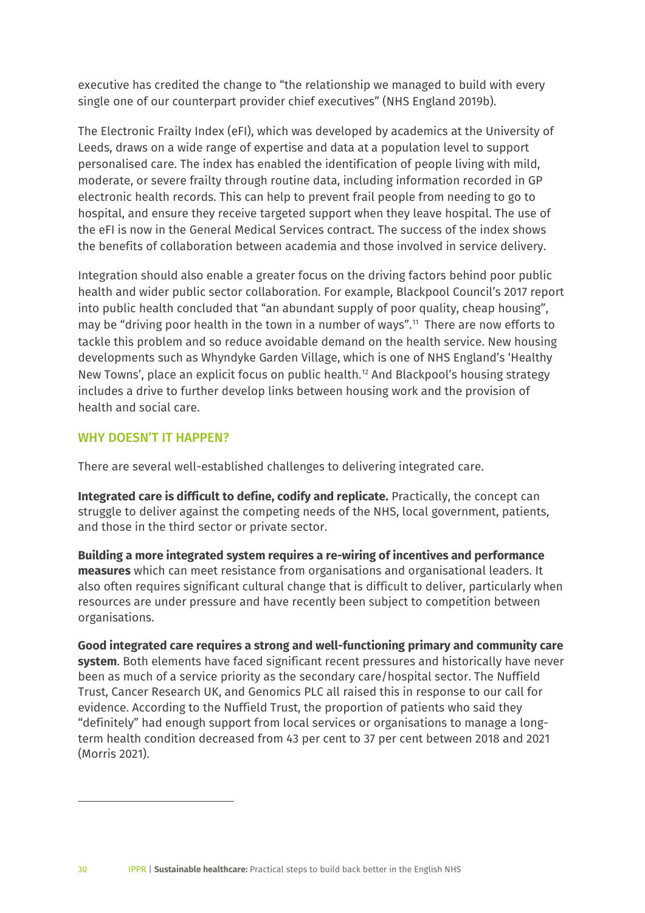executive has credited the change to "the relationship we managed to build with every single one of our counterpart provider chief executives" (NHS England 2019b).

The Electronic Frailty Index (eFI), which was developed by academics at the University of Leeds, draws on a wide range of expertise and data at a population level to support personalised care. The index has enabled the identification of people living with mild, moderate, or severe frailty through routine data, including information recorded in GP electronic health records. This can help to prevent frail people from needing to go to hospital, and ensure they receive targeted support when they leave hospital. The use of the eFI is now in the General Medical Services contract. The success of the index shows the benefits of collaboration between academia and those involved in service delivery.

Integration should also enable a greater focus on the driving factors behind poor public health and wider public sector collaboration. For example, Blackpool Council's 2017 report into public health concluded that "an abundant supply of poor quality, cheap housing", may be "driving poor health in the town in a number of ways".[11] There are now efforts to tackle this problem and so reduce avoidable demand on the health service. New housing developments such as Whyndyke Garden Village, which is one of NHS England's 'Healthy New Towns', place an explicit focus on public health.[12] And Blackpool's housing strategy includes a drive to further develop links between housing work and the provision of health and social care.

## WHY DOESN'T IT HAPPEN?

There are several well-established challenges to delivering integrated care.

**Integrated care is difficult to define, codify and replicate.** Practically, the concept can struggle to deliver against the competing needs of the NHS, local government, patients, and those in the third sector or private sector.

**Building a more integrated system requires a re-wiring of incentives and performance measures** which can meet resistance from organisations and organisational leaders. It also often requires significant cultural change that is difficult to deliver, particularly when resources are under pressure and have recently been subject to competition between organisations.

**Good integrated care requires a strong and well-functioning primary and community care system**. Both elements have faced significant recent pressures and historically have never been as much of a service priority as the secondary care/hospital sector. The Nuffield Trust, Cancer Research UK, and Genomics PLC all raised this in response to our call for evidence. According to the Nuffield Trust, the proportion of patients who said they "definitely" had enough support from local services or organisations to manage a long-term health condition decreased from 43 per cent to 37 per cent between 2018 and 2021 (Morris 2021).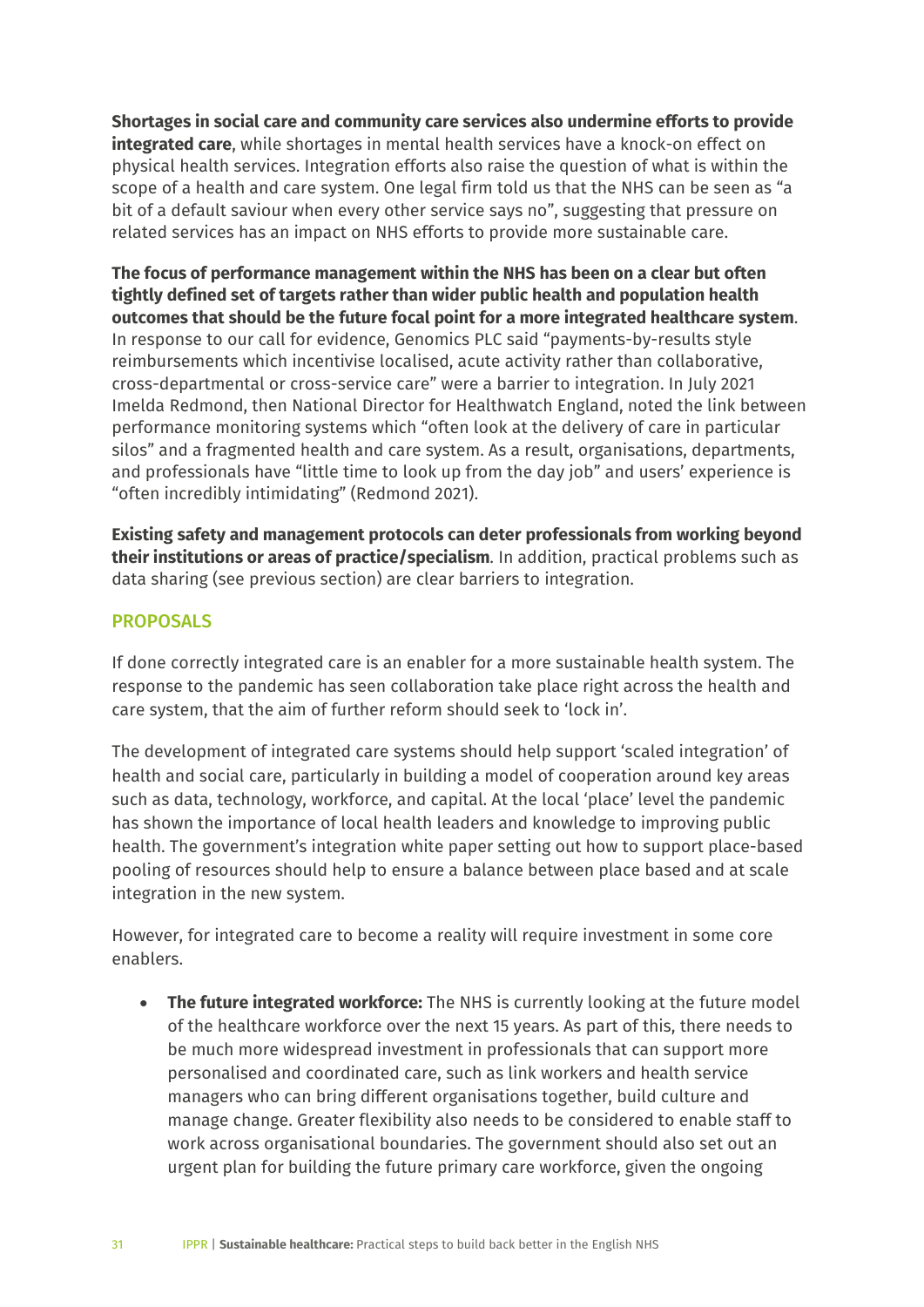**Shortages in social care and community care services also undermine efforts to provide integrated care**, while shortages in mental health services have a knock-on effect on physical health services. Integration efforts also raise the question of what is within the scope of a health and care system. One legal firm told us that the NHS can be seen as "a bit of a default saviour when every other service says no", suggesting that pressure on related services has an impact on NHS efforts to provide more sustainable care.

**The focus of performance management within the NHS has been on a clear but often tightly defined set of targets rather than wider public health and population health outcomes that should be the future focal point for a more integrated healthcare system**. In response to our call for evidence, Genomics PLC said "payments-by-results style reimbursements which incentivise localised, acute activity rather than collaborative, cross-departmental or cross-service care" were a barrier to integration. In July 2021 Imelda Redmond, then National Director for Healthwatch England, noted the link between performance monitoring systems which "often look at the delivery of care in particular silos" and a fragmented health and care system. As a result, organisations, departments, and professionals have "little time to look up from the day job" and users' experience is "often incredibly intimidating" (Redmond 2021).

**Existing safety and management protocols can deter professionals from working beyond their institutions or areas of practice/specialism**. In addition, practical problems such as data sharing (see previous section) are clear barriers to integration.

## PROPOSALS

If done correctly integrated care is an enabler for a more sustainable health system. The response to the pandemic has seen collaboration take place right across the health and care system, that the aim of further reform should seek to 'lock in'.

The development of integrated care systems should help support 'scaled integration' of health and social care, particularly in building a model of cooperation around key areas such as data, technology, workforce, and capital. At the local 'place' level the pandemic has shown the importance of local health leaders and knowledge to improving public health. The government's integration white paper setting out how to support place-based pooling of resources should help to ensure a balance between place based and at scale integration in the new system.

However, for integrated care to become a reality will require investment in some core enablers.

- **The future integrated workforce:** The NHS is currently looking at the future model of the healthcare workforce over the next 15 years. As part of this, there needs to be much more widespread investment in professionals that can support more personalised and coordinated care, such as link workers and health service managers who can bring different organisations together, build culture and manage change. Greater flexibility also needs to be considered to enable staff to work across organisational boundaries. The government should also set out an urgent plan for building the future primary care workforce, given the ongoing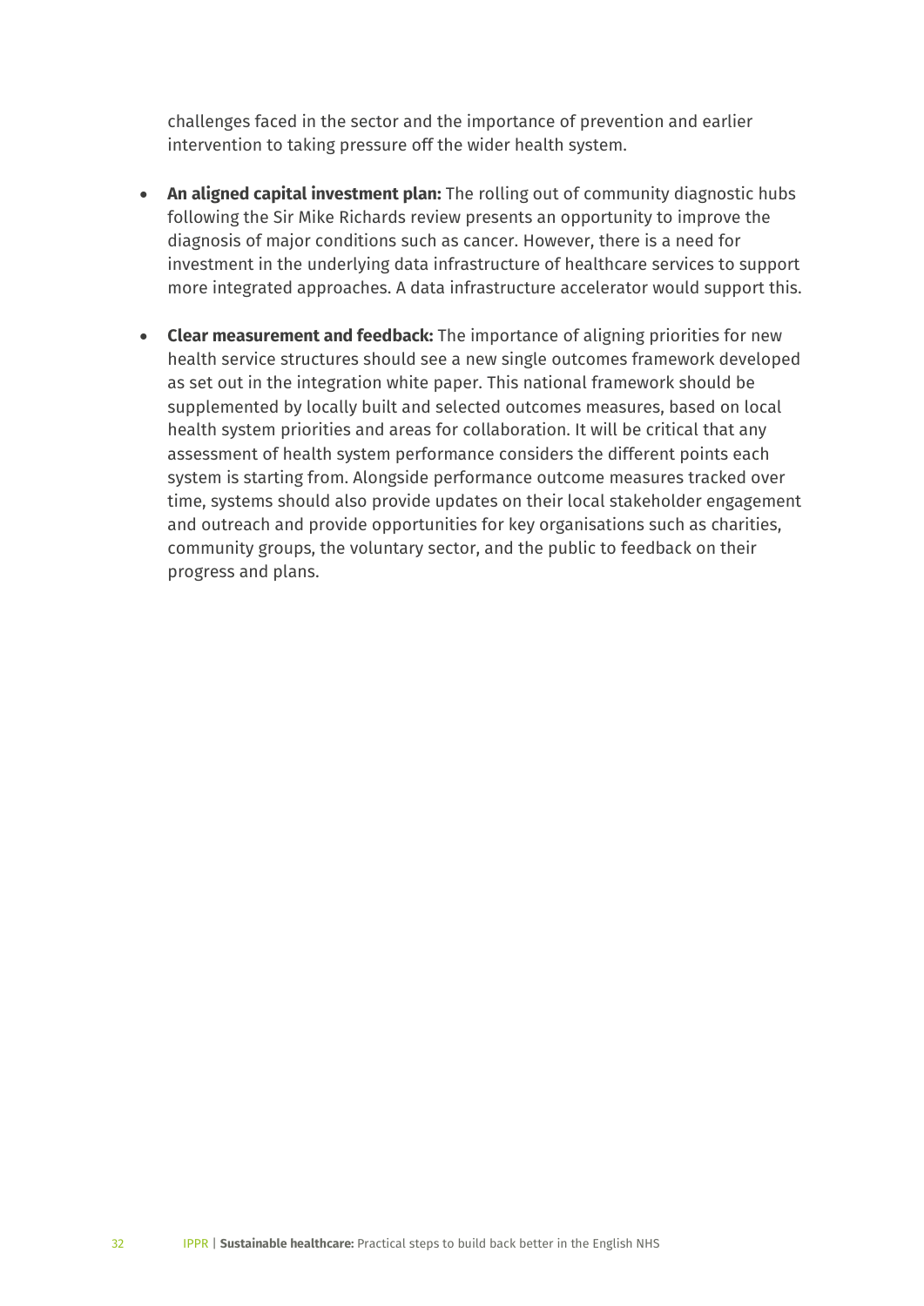challenges faced in the sector and the importance of prevention and earlier intervention to taking pressure off the wider health system.

- **An aligned capital investment plan:** The rolling out of community diagnostic hubs following the Sir Mike Richards review presents an opportunity to improve the diagnosis of major conditions such as cancer. However, there is a need for investment in the underlying data infrastructure of healthcare services to support more integrated approaches. A data infrastructure accelerator would support this.

- **Clear measurement and feedback:** The importance of aligning priorities for new health service structures should see a new single outcomes framework developed as set out in the integration white paper. This national framework should be supplemented by locally built and selected outcomes measures, based on local health system priorities and areas for collaboration. It will be critical that any assessment of health system performance considers the different points each system is starting from. Alongside performance outcome measures tracked over time, systems should also provide updates on their local stakeholder engagement and outreach and provide opportunities for key organisations such as charities, community groups, the voluntary sector, and the public to feedback on their progress and plans.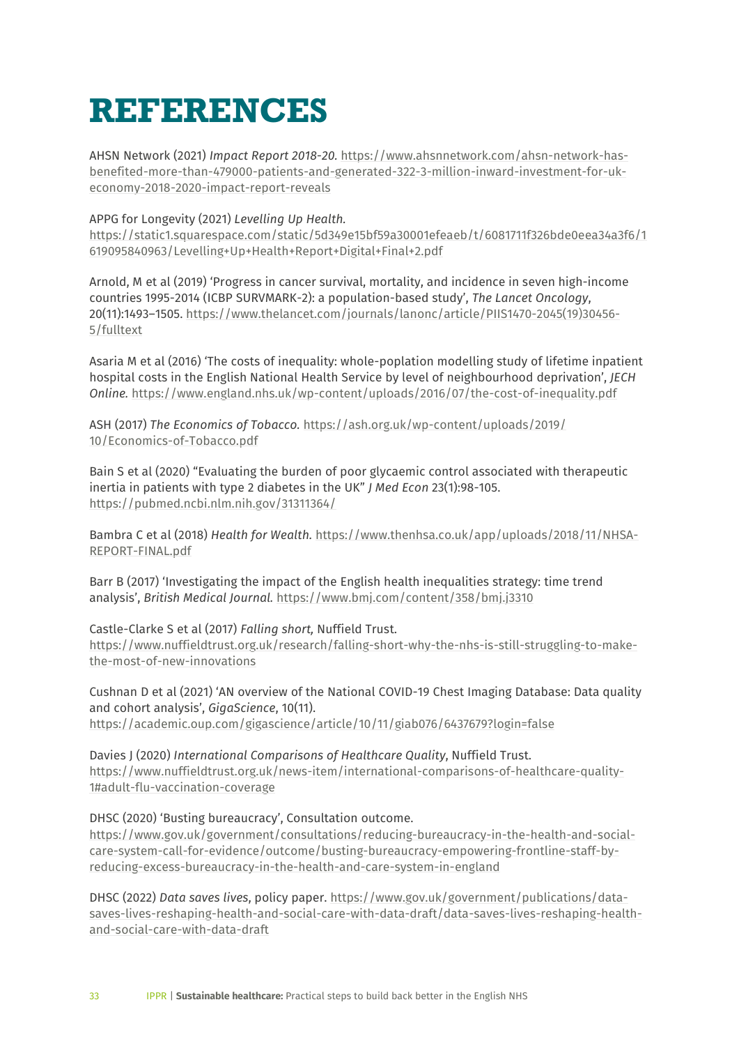# REFERENCES

AHSN Network (2021) *Impact Report 2018-20.* https://www.ahsnnetwork.com/ahsn-network-has-benefited-more-than-479000-patients-and-generated-322-3-million-inward-investment-for-uk-economy-2018-2020-impact-report-reveals

APPG for Longevity (2021) *Levelling Up Health.* https://static1.squarespace.com/static/5d349e15bf59a30001efeaeb/t/6081711f326bde0eea34a3f6/1619095840963/Levelling+Up+Health+Report+Digital+Final+2.pdf

Arnold, M et al (2019) 'Progress in cancer survival, mortality, and incidence in seven high-income countries 1995-2014 (ICBP SURVMARK-2): a population-based study', *The Lancet Oncology*, 20(11):1493–1505. https://www.thelancet.com/journals/lanonc/article/PIIS1470-2045(19)30456-5/fulltext

Asaria M et al (2016) 'The costs of inequality: whole-poplation modelling study of lifetime inpatient hospital costs in the English National Health Service by level of neighbourhood deprivation', *JECH Online.* https://www.england.nhs.uk/wp-content/uploads/2016/07/the-cost-of-inequality.pdf

ASH (2017) *The Economics of Tobacco.* https://ash.org.uk/wp-content/uploads/2019/10/Economics-of-Tobacco.pdf

Bain S et al (2020) "Evaluating the burden of poor glycaemic control associated with therapeutic inertia in patients with type 2 diabetes in the UK" *J Med Econ* 23(1):98-105. https://pubmed.ncbi.nlm.nih.gov/31311364/

Bambra C et al (2018) *Health for Wealth.* https://www.thenhsa.co.uk/app/uploads/2018/11/NHSA-REPORT-FINAL.pdf

Barr B (2017) 'Investigating the impact of the English health inequalities strategy: time trend analysis', *British Medical Journal.* https://www.bmj.com/content/358/bmj.j3310

Castle-Clarke S et al (2017) *Falling short,* Nuffield Trust. https://www.nuffieldtrust.org.uk/research/falling-short-why-the-nhs-is-still-struggling-to-make-the-most-of-new-innovations

Cushnan D et al (2021) 'AN overview of the National COVID-19 Chest Imaging Database: Data quality and cohort analysis', *GigaScience*, 10(11). https://academic.oup.com/gigascience/article/10/11/giab076/6437679?login=false

Davies J (2020) *International Comparisons of Healthcare Quality*, Nuffield Trust. https://www.nuffieldtrust.org.uk/news-item/international-comparisons-of-healthcare-quality-1#adult-flu-vaccination-coverage

DHSC (2020) 'Busting bureaucracy', Consultation outcome. https://www.gov.uk/government/consultations/reducing-bureaucracy-in-the-health-and-social-care-system-call-for-evidence/outcome/busting-bureaucracy-empowering-frontline-staff-by-reducing-excess-bureaucracy-in-the-health-and-care-system-in-england

DHSC (2022) *Data saves lives*, policy paper. https://www.gov.uk/government/publications/data-saves-lives-reshaping-health-and-social-care-with-data-draft/data-saves-lives-reshaping-health-and-social-care-with-data-draft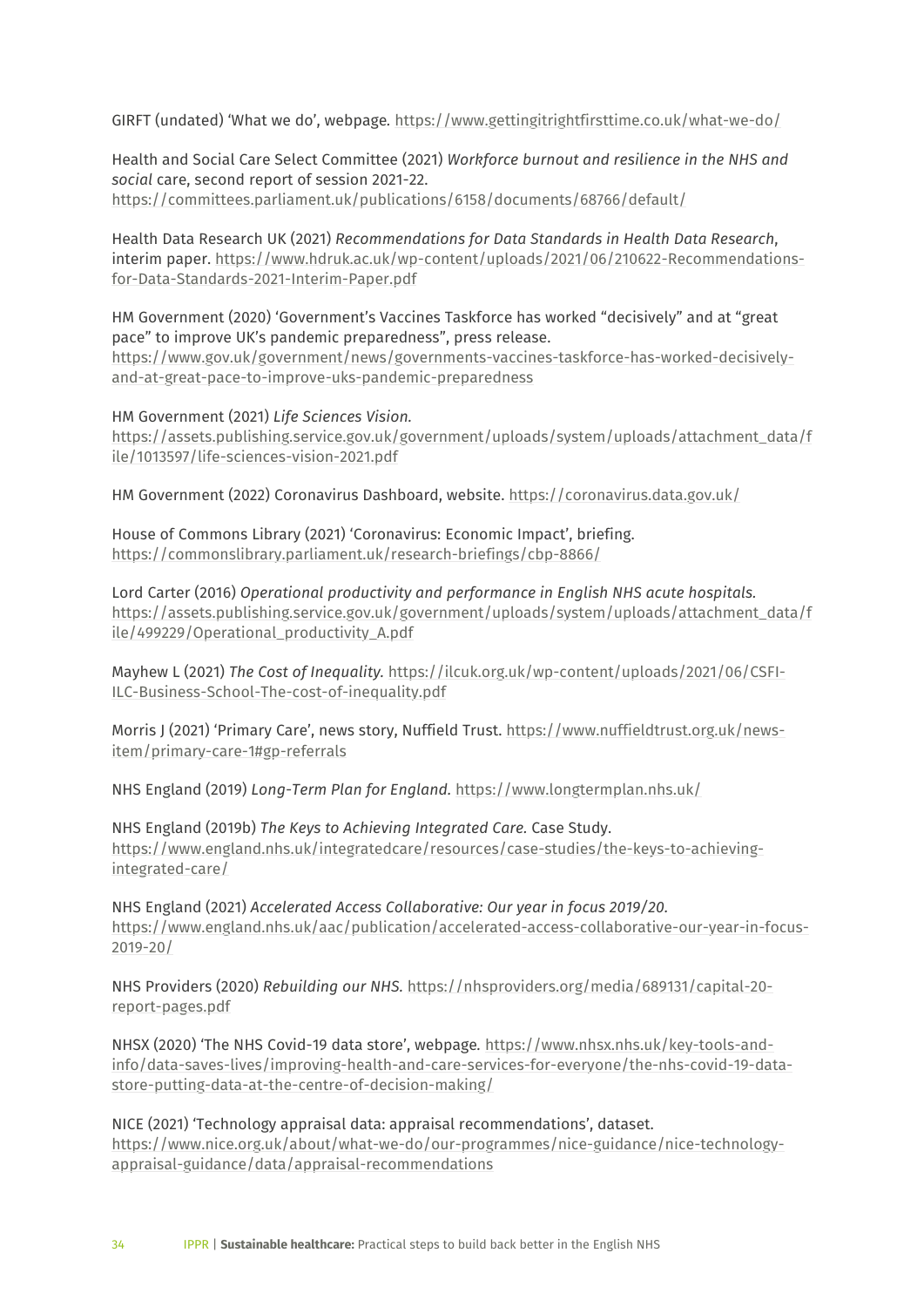GIRFT (undated) 'What we do', webpage. https://www.gettingitrightfirsttime.co.uk/what-we-do/

Health and Social Care Select Committee (2021) *Workforce burnout and resilience in the NHS and social* care, second report of session 2021-22. https://committees.parliament.uk/publications/6158/documents/68766/default/

Health Data Research UK (2021) *Recommendations for Data Standards in Health Data Research*, interim paper. https://www.hdruk.ac.uk/wp-content/uploads/2021/06/210622-Recommendations-for-Data-Standards-2021-Interim-Paper.pdf

HM Government (2020) 'Government's Vaccines Taskforce has worked "decisively" and at "great pace" to improve UK's pandemic preparedness", press release. https://www.gov.uk/government/news/governments-vaccines-taskforce-has-worked-decisively-and-at-great-pace-to-improve-uks-pandemic-preparedness

HM Government (2021) *Life Sciences Vision.* https://assets.publishing.service.gov.uk/government/uploads/system/uploads/attachment_data/file/1013597/life-sciences-vision-2021.pdf

HM Government (2022) Coronavirus Dashboard, website. https://coronavirus.data.gov.uk/

House of Commons Library (2021) 'Coronavirus: Economic Impact', briefing. https://commonslibrary.parliament.uk/research-briefings/cbp-8866/

Lord Carter (2016) *Operational productivity and performance in English NHS acute hospitals.* https://assets.publishing.service.gov.uk/government/uploads/system/uploads/attachment_data/file/499229/Operational_productivity_A.pdf

Mayhew L (2021) *The Cost of Inequality.* https://ilcuk.org.uk/wp-content/uploads/2021/06/CSFI-ILC-Business-School-The-cost-of-inequality.pdf

Morris J (2021) 'Primary Care', news story, Nuffield Trust. https://www.nuffieldtrust.org.uk/news-item/primary-care-1#gp-referrals

NHS England (2019) *Long-Term Plan for England.* https://www.longtermplan.nhs.uk/

NHS England (2019b) *The Keys to Achieving Integrated Care.* Case Study. https://www.england.nhs.uk/integratedcare/resources/case-studies/the-keys-to-achieving-integrated-care/

NHS England (2021) *Accelerated Access Collaborative: Our year in focus 2019/20.* https://www.england.nhs.uk/aac/publication/accelerated-access-collaborative-our-year-in-focus-2019-20/

NHS Providers (2020) *Rebuilding our NHS.* https://nhsproviders.org/media/689131/capital-20-report-pages.pdf

NHSX (2020) 'The NHS Covid-19 data store', webpage. https://www.nhsx.nhs.uk/key-tools-and-info/data-saves-lives/improving-health-and-care-services-for-everyone/the-nhs-covid-19-data-store-putting-data-at-the-centre-of-decision-making/

NICE (2021) 'Technology appraisal data: appraisal recommendations', dataset. https://www.nice.org.uk/about/what-we-do/our-programmes/nice-guidance/nice-technology-appraisal-guidance/data/appraisal-recommendations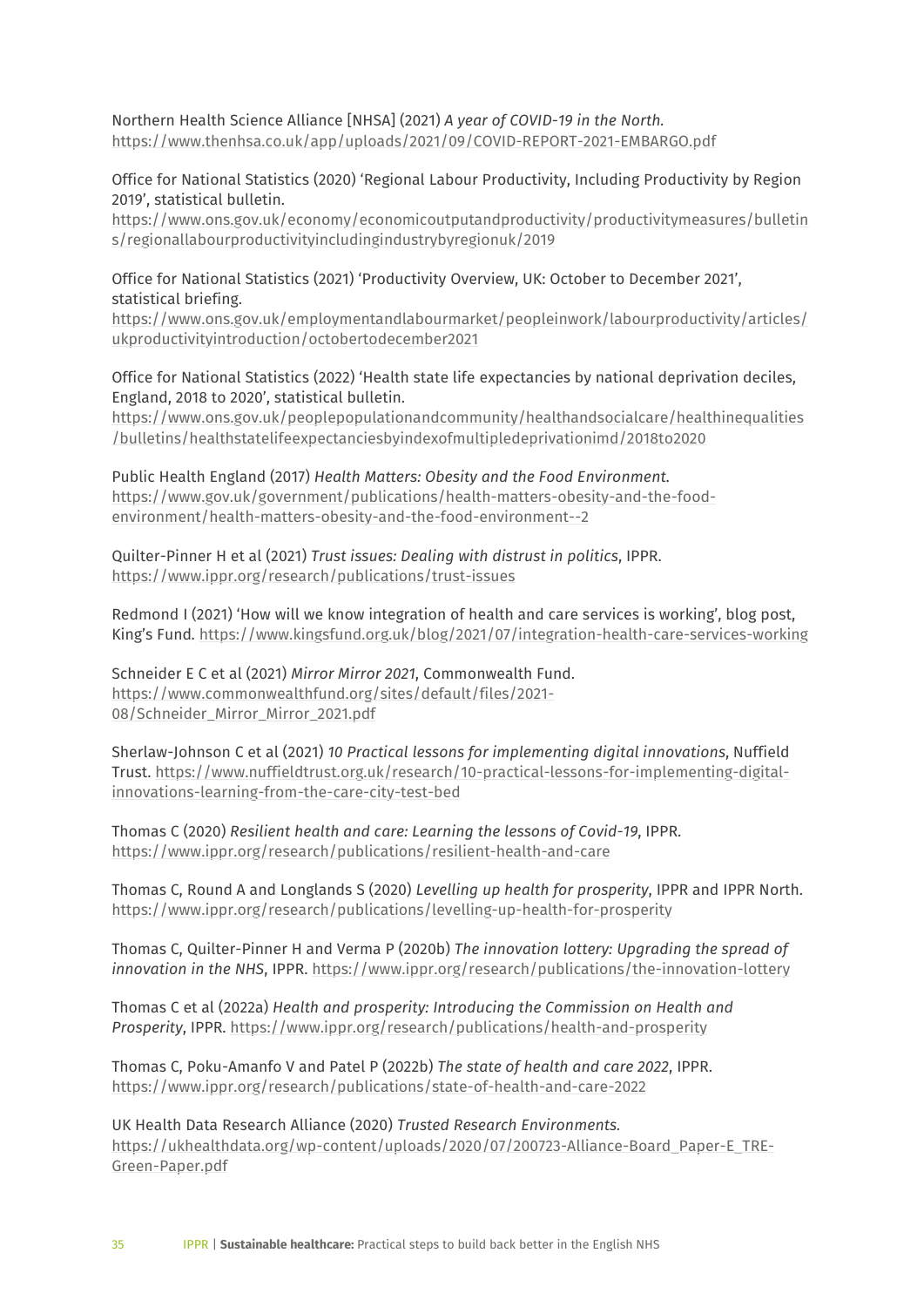Northern Health Science Alliance [NHSA] (2021) *A year of COVID-19 in the North.* https://www.thenhsa.co.uk/app/uploads/2021/09/COVID-REPORT-2021-EMBARGO.pdf

Office for National Statistics (2020) 'Regional Labour Productivity, Including Productivity by Region 2019', statistical bulletin. https://www.ons.gov.uk/economy/economicoutputandproductivity/productivitymeasures/bulletins/regionallabourproductivityincludingindustrybyregionuk/2019

Office for National Statistics (2021) 'Productivity Overview, UK: October to December 2021', statistical briefing. https://www.ons.gov.uk/employmentandlabourmarket/peopleinwork/labourproductivity/articles/ukproductivityintroduction/octobertodecember2021

Office for National Statistics (2022) 'Health state life expectancies by national deprivation deciles, England, 2018 to 2020', statistical bulletin. https://www.ons.gov.uk/peoplepopulationandcommunity/healthandsocialcare/healthinequalities/bulletins/healthstatelifeexpectanciesbyindexofmultipledeprivationimd/2018to2020

Public Health England (2017) *Health Matters: Obesity and the Food Environment.* https://www.gov.uk/government/publications/health-matters-obesity-and-the-food-environment/health-matters-obesity-and-the-food-environment--2

Quilter-Pinner H et al (2021) *Trust issues: Dealing with distrust in politics*, IPPR. https://www.ippr.org/research/publications/trust-issues

Redmond I (2021) 'How will we know integration of health and care services is working', blog post, King's Fund. https://www.kingsfund.org.uk/blog/2021/07/integration-health-care-services-working

Schneider E C et al (2021) *Mirror Mirror 2021*, Commonwealth Fund. https://www.commonwealthfund.org/sites/default/files/2021-08/Schneider_Mirror_Mirror_2021.pdf

Sherlaw-Johnson C et al (2021) *10 Practical lessons for implementing digital innovations*, Nuffield Trust. https://www.nuffieldtrust.org.uk/research/10-practical-lessons-for-implementing-digital-innovations-learning-from-the-care-city-test-bed

Thomas C (2020) *Resilient health and care: Learning the lessons of Covid-19*, IPPR. https://www.ippr.org/research/publications/resilient-health-and-care

Thomas C, Round A and Longlands S (2020) *Levelling up health for prosperity*, IPPR and IPPR North. https://www.ippr.org/research/publications/levelling-up-health-for-prosperity

Thomas C, Quilter-Pinner H and Verma P (2020b) *The innovation lottery: Upgrading the spread of innovation in the NHS*, IPPR. https://www.ippr.org/research/publications/the-innovation-lottery

Thomas C et al (2022a) *Health and prosperity: Introducing the Commission on Health and Prosperity*, IPPR. https://www.ippr.org/research/publications/health-and-prosperity

Thomas C, Poku-Amanfo V and Patel P (2022b) *The state of health and care 2022*, IPPR. https://www.ippr.org/research/publications/state-of-health-and-care-2022

UK Health Data Research Alliance (2020) *Trusted Research Environments.* https://ukhealthdata.org/wp-content/uploads/2020/07/200723-Alliance-Board_Paper-E_TRE-Green-Paper.pdf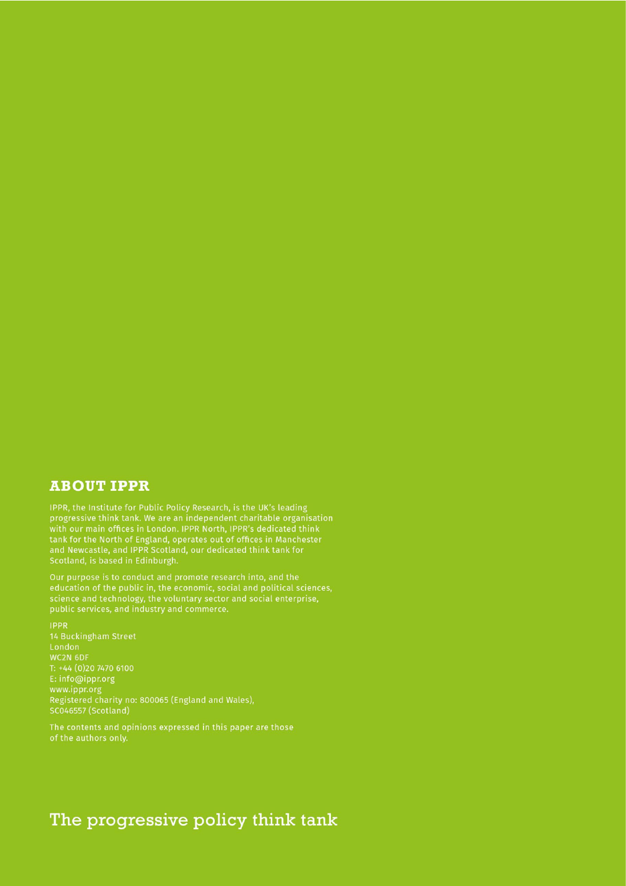## ABOUT IPPR

IPPR, the Institute for Public Policy Research, is the UK's leading progressive think tank. We are an independent charitable organisation with our main offices in London. IPPR North, IPPR's dedicated think tank for the North of England, operates out of offices in Manchester and Newcastle, and IPPR Scotland, our dedicated think tank for Scotland, is based in Edinburgh.

Our purpose is to conduct and promote research into, and the education of the public in, the economic, social and political sciences, science and technology, the voluntary sector and social enterprise, public services, and industry and commerce.

IPPR
14 Buckingham Street
London
WC2N 6DF
T: +44 (0)20 7470 6100
E: info@ippr.org
www.ippr.org
Registered charity no: 800065 (England and Wales), SC046557 (Scotland)

The contents and opinions expressed in this paper are those of the authors only.

The progressive policy think tank